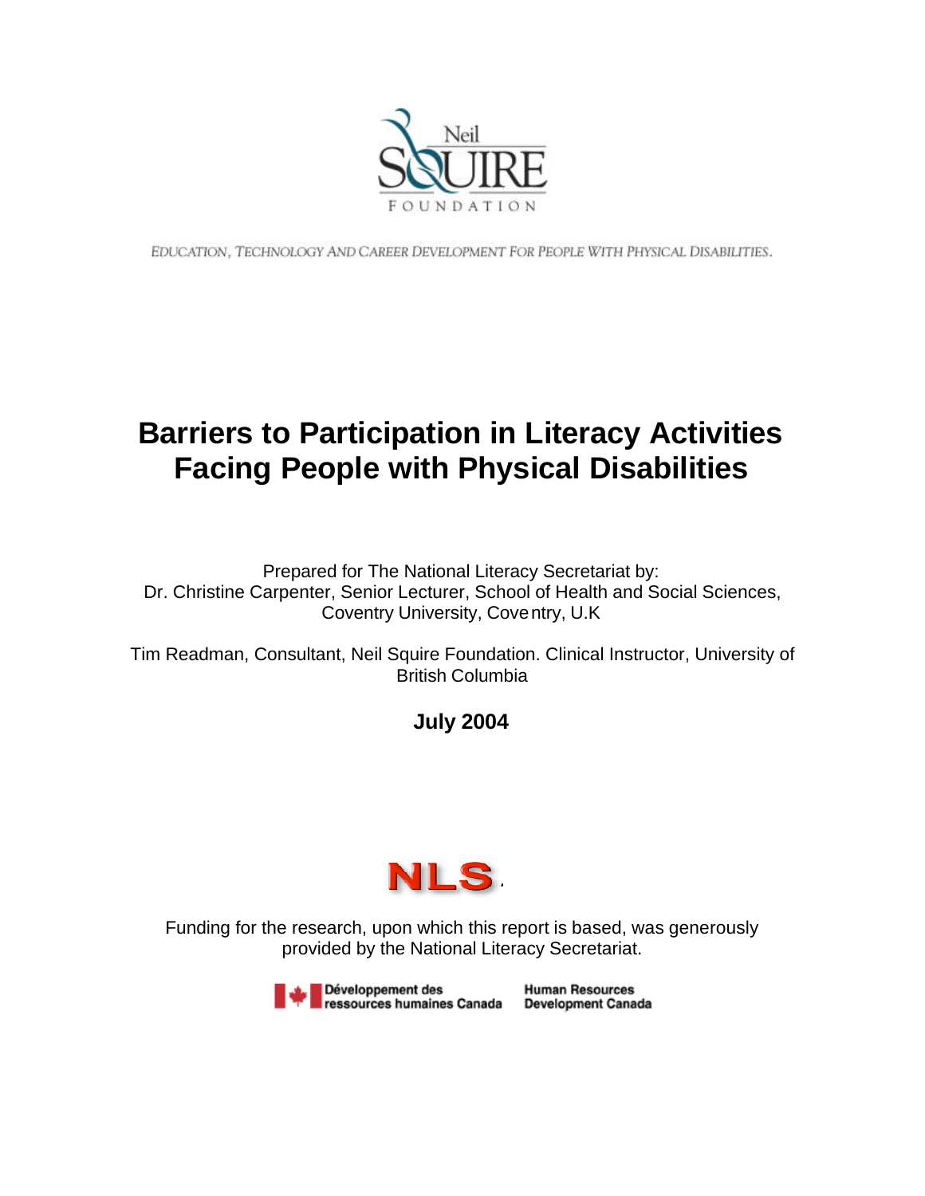Neil SQUIRE FOUNDATION

EDUCATION, TECHNOLOGY AND CAREER DEVELOPMENT FOR PEOPLE WITH PHYSICAL DISABILITIES.

# Barriers to Participation in Literacy Activities Facing People with Physical Disabilities

Prepared for The National Literacy Secretariat by:
Dr. Christine Carpenter, Senior Lecturer, School of Health and Social Sciences, Coventry University, Coventry, U.K

Tim Readman, Consultant, Neil Squire Foundation. Clinical Instructor, University of British Columbia

**July 2004**

NLS

Funding for the research, upon which this report is based, was generously provided by the National Literacy Secretariat.

Développement des ressources humaines Canada    Human Resources Development Canada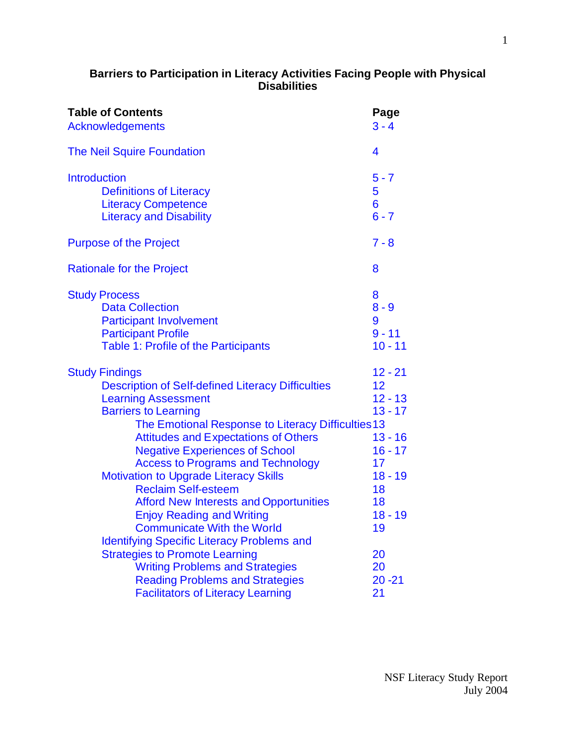# Barriers to Participation in Literacy Activities Facing People with Physical Disabilities

| Table of Contents | Page |
|---|---|
| Acknowledgements | 3 - 4 |
| The Neil Squire Foundation | 4 |
| Introduction | 5 - 7 |
| Definitions of Literacy | 5 |
| Literacy Competence | 6 |
| Literacy and Disability | 6 - 7 |
| Purpose of the Project | 7 - 8 |
| Rationale for the Project | 8 |
| Study Process | 8 |
| Data Collection | 8 - 9 |
| Participant Involvement | 9 |
| Participant Profile | 9 - 11 |
| Table 1: Profile of the Participants | 10 - 11 |
| Study Findings | 12 - 21 |
| Description of Self-defined Literacy Difficulties | 12 |
| Learning Assessment | 12 - 13 |
| Barriers to Learning | 13 - 17 |
| The Emotional Response to Literacy Difficulties | 13 |
| Attitudes and Expectations of Others | 13 - 16 |
| Negative Experiences of School | 16 - 17 |
| Access to Programs and Technology | 17 |
| Motivation to Upgrade Literacy Skills | 18 - 19 |
| Reclaim Self-esteem | 18 |
| Afford New Interests and Opportunities | 18 |
| Enjoy Reading and Writing | 18 - 19 |
| Communicate With the World | 19 |
| Identifying Specific Literacy Problems and Strategies to Promote Learning | 20 |
| Writing Problems and Strategies | 20 |
| Reading Problems and Strategies | 20 -21 |
| Facilitators of Literacy Learning | 21 |

NSF Literacy Study Report
July 2004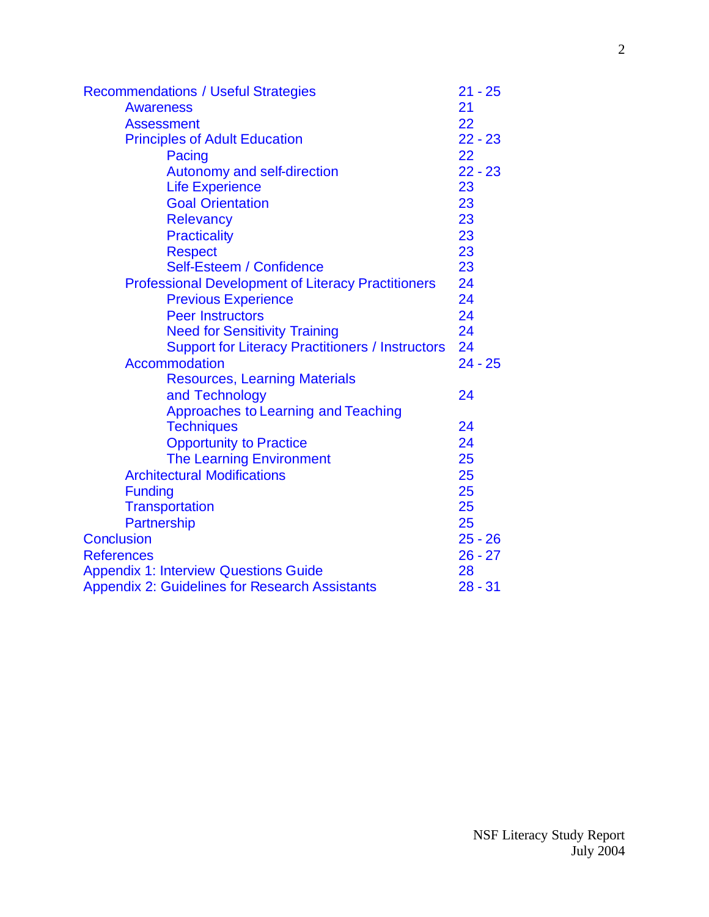| | |
|---|---|
| Recommendations / Useful Strategies | 21 - 25 |
| Awareness | 21 |
| Assessment | 22 |
| Principles of Adult Education | 22 - 23 |
| Pacing | 22 |
| Autonomy and self-direction | 22 - 23 |
| Life Experience | 23 |
| Goal Orientation | 23 |
| Relevancy | 23 |
| Practicality | 23 |
| Respect | 23 |
| Self-Esteem / Confidence | 23 |
| Professional Development of Literacy Practitioners | 24 |
| Previous Experience | 24 |
| Peer Instructors | 24 |
| Need for Sensitivity Training | 24 |
| Support for Literacy Practitioners / Instructors | 24 |
| Accommodation | 24 - 25 |
| Resources, Learning Materials and Technology | 24 |
| Approaches to Learning and Teaching Techniques | 24 |
| Opportunity to Practice | 24 |
| The Learning Environment | 25 |
| Architectural Modifications | 25 |
| Funding | 25 |
| Transportation | 25 |
| Partnership | 25 |
| Conclusion | 25 - 26 |
| References | 26 - 27 |
| Appendix 1: Interview Questions Guide | 28 |
| Appendix 2: Guidelines for Research Assistants | 28 - 31 |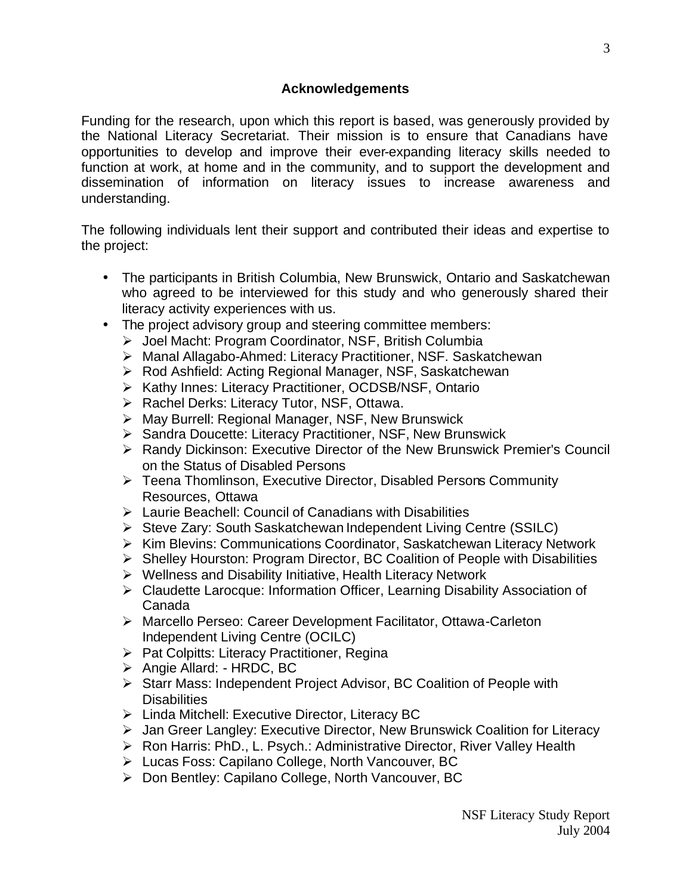## Acknowledgements

Funding for the research, upon which this report is based, was generously provided by the National Literacy Secretariat. Their mission is to ensure that Canadians have opportunities to develop and improve their ever-expanding literacy skills needed to function at work, at home and in the community, and to support the development and dissemination of information on literacy issues to increase awareness and understanding.

The following individuals lent their support and contributed their ideas and expertise to the project:

- The participants in British Columbia, New Brunswick, Ontario and Saskatchewan who agreed to be interviewed for this study and who generously shared their literacy activity experiences with us.
- The project advisory group and steering committee members:
  - Joel Macht: Program Coordinator, NSF, British Columbia
  - Manal Allagabo-Ahmed: Literacy Practitioner, NSF. Saskatchewan
  - Rod Ashfield: Acting Regional Manager, NSF, Saskatchewan
  - Kathy Innes: Literacy Practitioner, OCDSB/NSF, Ontario
  - Rachel Derks: Literacy Tutor, NSF, Ottawa.
  - May Burrell: Regional Manager, NSF, New Brunswick
  - Sandra Doucette: Literacy Practitioner, NSF, New Brunswick
  - Randy Dickinson: Executive Director of the New Brunswick Premier's Council on the Status of Disabled Persons
  - Teena Thomlinson, Executive Director, Disabled Persons Community Resources, Ottawa
  - Laurie Beachell: Council of Canadians with Disabilities
  - Steve Zary: South Saskatchewan Independent Living Centre (SSILC)
  - Kim Blevins: Communications Coordinator, Saskatchewan Literacy Network
  - Shelley Hourston: Program Director, BC Coalition of People with Disabilities
  - Wellness and Disability Initiative, Health Literacy Network
  - Claudette Larocque: Information Officer, Learning Disability Association of Canada
  - Marcello Perseo: Career Development Facilitator, Ottawa-Carleton Independent Living Centre (OCILC)
  - Pat Colpitts: Literacy Practitioner, Regina
  - Angie Allard: - HRDC, BC
  - Starr Mass: Independent Project Advisor, BC Coalition of People with Disabilities
  - Linda Mitchell: Executive Director, Literacy BC
  - Jan Greer Langley: Executive Director, New Brunswick Coalition for Literacy
  - Ron Harris: PhD., L. Psych.: Administrative Director, River Valley Health
  - Lucas Foss: Capilano College, North Vancouver, BC
  - Don Bentley: Capilano College, North Vancouver, BC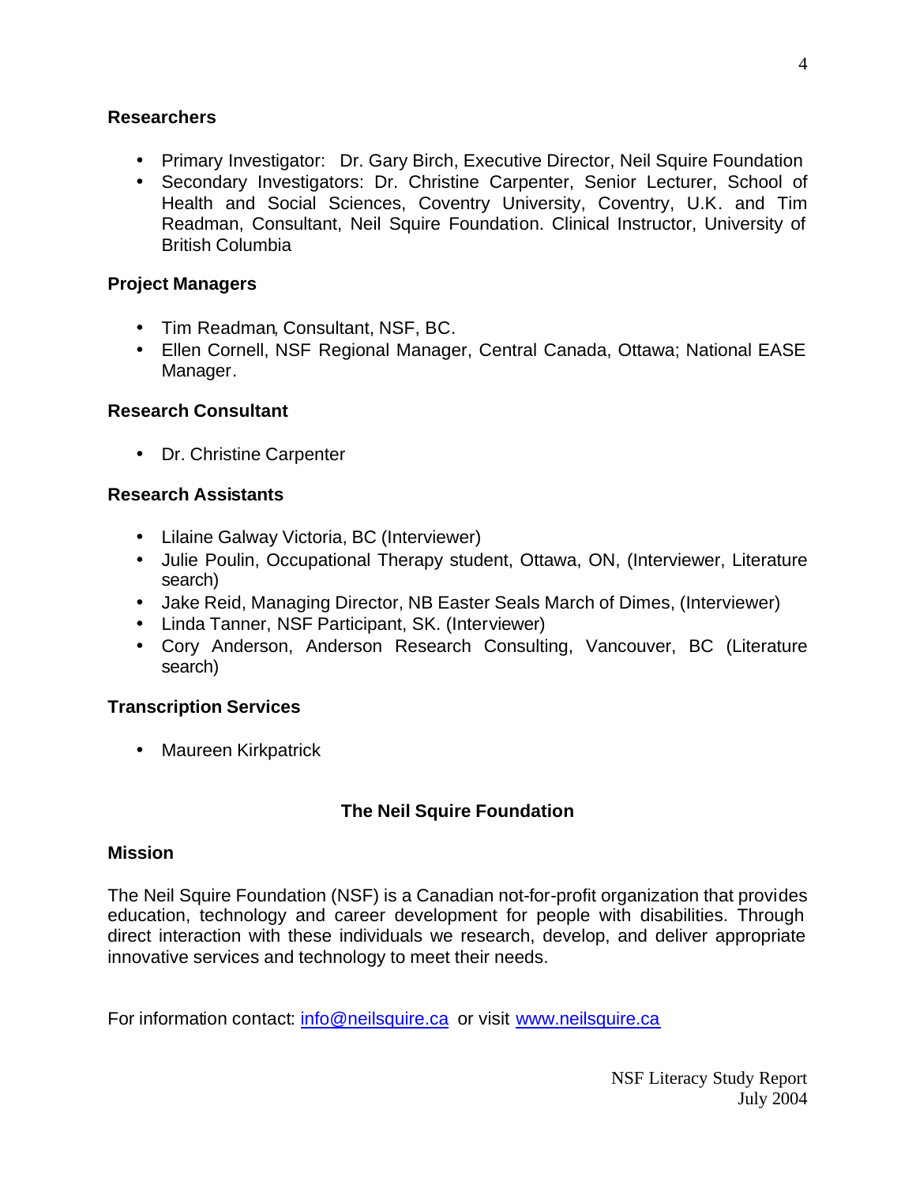### Researchers

- Primary Investigator: Dr. Gary Birch, Executive Director, Neil Squire Foundation
- Secondary Investigators: Dr. Christine Carpenter, Senior Lecturer, School of Health and Social Sciences, Coventry University, Coventry, U.K. and Tim Readman, Consultant, Neil Squire Foundation. Clinical Instructor, University of British Columbia

### Project Managers

- Tim Readman, Consultant, NSF, BC.
- Ellen Cornell, NSF Regional Manager, Central Canada, Ottawa; National EASE Manager.

### Research Consultant

- Dr. Christine Carpenter

### Research Assistants

- Lilaine Galway Victoria, BC (Interviewer)
- Julie Poulin, Occupational Therapy student, Ottawa, ON, (Interviewer, Literature search)
- Jake Reid, Managing Director, NB Easter Seals March of Dimes, (Interviewer)
- Linda Tanner, NSF Participant, SK. (Interviewer)
- Cory Anderson, Anderson Research Consulting, Vancouver, BC (Literature search)

### Transcription Services

- Maureen Kirkpatrick

## The Neil Squire Foundation

### Mission

The Neil Squire Foundation (NSF) is a Canadian not-for-profit organization that provides education, technology and career development for people with disabilities. Through direct interaction with these individuals we research, develop, and deliver appropriate innovative services and technology to meet their needs.

For information contact: info@neilsquire.ca or visit www.neilsquire.ca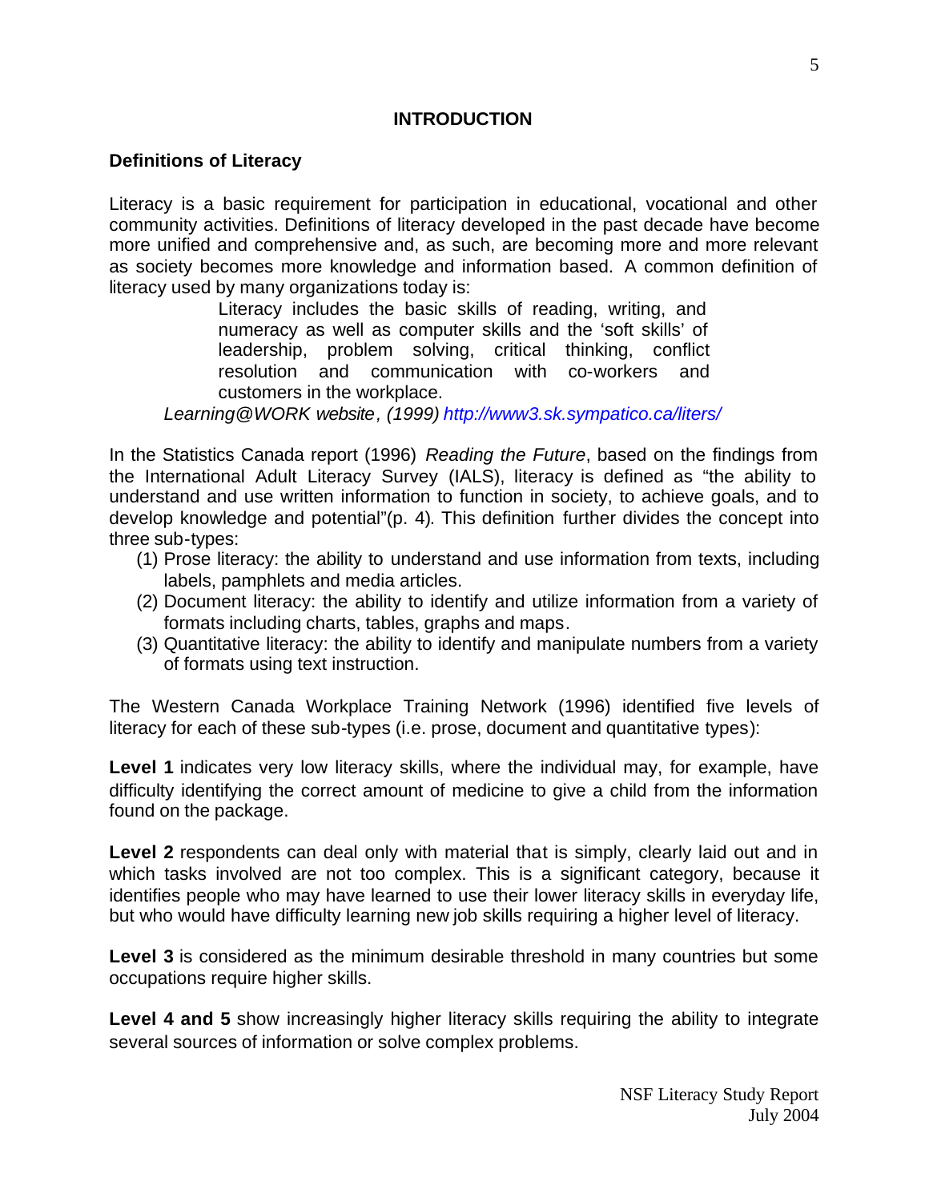## INTRODUCTION

### Definitions of Literacy

Literacy is a basic requirement for participation in educational, vocational and other community activities. Definitions of literacy developed in the past decade have become more unified and comprehensive and, as such, are becoming more and more relevant as society becomes more knowledge and information based. A common definition of literacy used by many organizations today is:

> Literacy includes the basic skills of reading, writing, and numeracy as well as computer skills and the 'soft skills' of leadership, problem solving, critical thinking, conflict resolution and communication with co-workers and customers in the workplace.
>
> *Learning@WORK website, (1999)* http://www3.sk.sympatico.ca/liters/

In the Statistics Canada report (1996) *Reading the Future*, based on the findings from the International Adult Literacy Survey (IALS), literacy is defined as "the ability to understand and use written information to function in society, to achieve goals, and to develop knowledge and potential"(p. 4). This definition further divides the concept into three sub-types:

1. Prose literacy: the ability to understand and use information from texts, including labels, pamphlets and media articles.
2. Document literacy: the ability to identify and utilize information from a variety of formats including charts, tables, graphs and maps.
3. Quantitative literacy: the ability to identify and manipulate numbers from a variety of formats using text instruction.

The Western Canada Workplace Training Network (1996) identified five levels of literacy for each of these sub-types (i.e. prose, document and quantitative types):

**Level 1** indicates very low literacy skills, where the individual may, for example, have difficulty identifying the correct amount of medicine to give a child from the information found on the package.

**Level 2** respondents can deal only with material that is simply, clearly laid out and in which tasks involved are not too complex. This is a significant category, because it identifies people who may have learned to use their lower literacy skills in everyday life, but who would have difficulty learning new job skills requiring a higher level of literacy.

**Level 3** is considered as the minimum desirable threshold in many countries but some occupations require higher skills.

**Level 4 and 5** show increasingly higher literacy skills requiring the ability to integrate several sources of information or solve complex problems.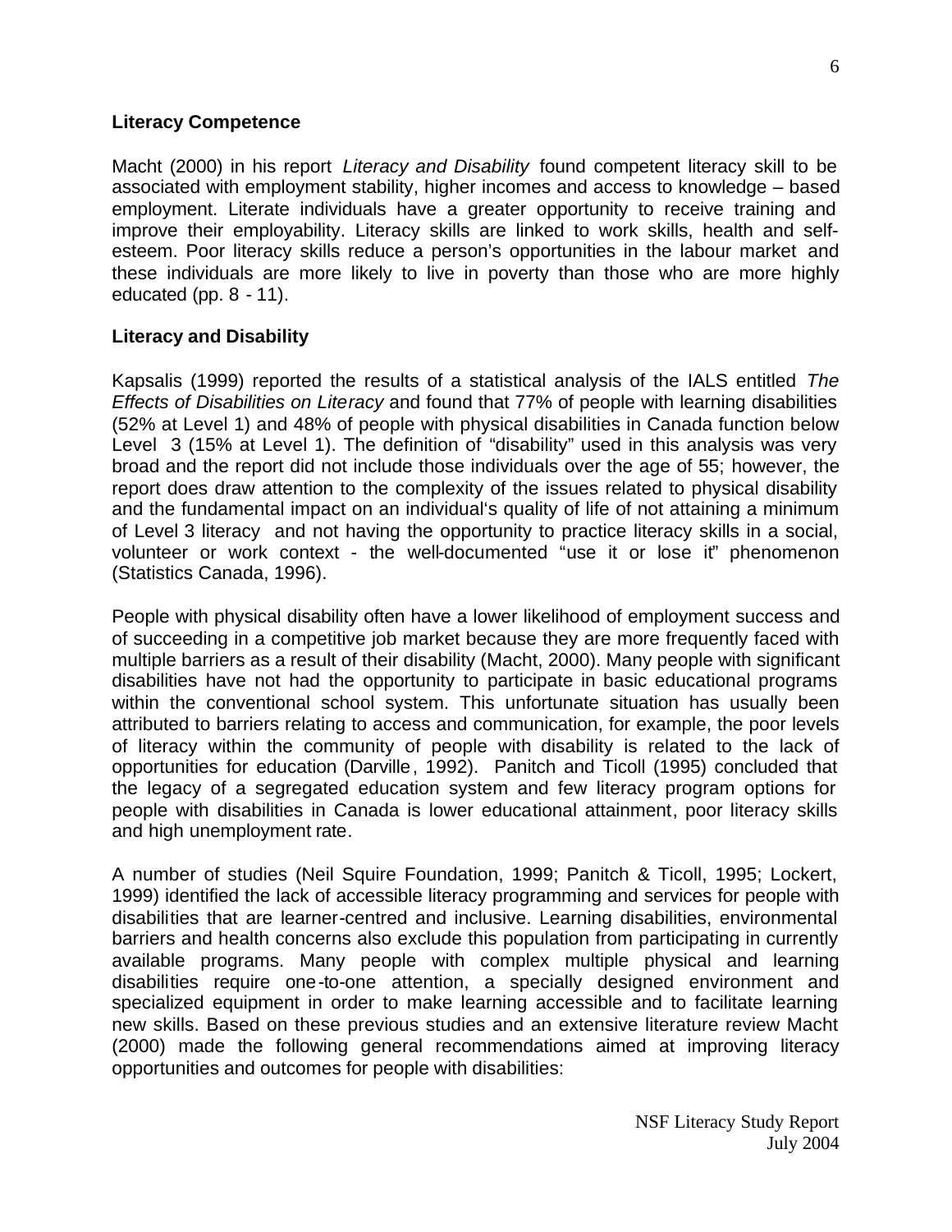**Literacy Competence**

Macht (2000) in his report *Literacy and Disability* found competent literacy skill to be associated with employment stability, higher incomes and access to knowledge – based employment. Literate individuals have a greater opportunity to receive training and improve their employability. Literacy skills are linked to work skills, health and self-esteem. Poor literacy skills reduce a person's opportunities in the labour market and these individuals are more likely to live in poverty than those who are more highly educated (pp. 8 - 11).

**Literacy and Disability**

Kapsalis (1999) reported the results of a statistical analysis of the IALS entitled *The Effects of Disabilities on Literacy* and found that 77% of people with learning disabilities (52% at Level 1) and 48% of people with physical disabilities in Canada function below Level 3 (15% at Level 1). The definition of "disability" used in this analysis was very broad and the report did not include those individuals over the age of 55; however, the report does draw attention to the complexity of the issues related to physical disability and the fundamental impact on an individual's quality of life of not attaining a minimum of Level 3 literacy and not having the opportunity to practice literacy skills in a social, volunteer or work context - the well-documented "use it or lose it" phenomenon (Statistics Canada, 1996).

People with physical disability often have a lower likelihood of employment success and of succeeding in a competitive job market because they are more frequently faced with multiple barriers as a result of their disability (Macht, 2000). Many people with significant disabilities have not had the opportunity to participate in basic educational programs within the conventional school system. This unfortunate situation has usually been attributed to barriers relating to access and communication, for example, the poor levels of literacy within the community of people with disability is related to the lack of opportunities for education (Darville, 1992). Panitch and Ticoll (1995) concluded that the legacy of a segregated education system and few literacy program options for people with disabilities in Canada is lower educational attainment, poor literacy skills and high unemployment rate.

A number of studies (Neil Squire Foundation, 1999; Panitch & Ticoll, 1995; Lockert, 1999) identified the lack of accessible literacy programming and services for people with disabilities that are learner-centred and inclusive. Learning disabilities, environmental barriers and health concerns also exclude this population from participating in currently available programs. Many people with complex multiple physical and learning disabilities require one-to-one attention, a specially designed environment and specialized equipment in order to make learning accessible and to facilitate learning new skills. Based on these previous studies and an extensive literature review Macht (2000) made the following general recommendations aimed at improving literacy opportunities and outcomes for people with disabilities: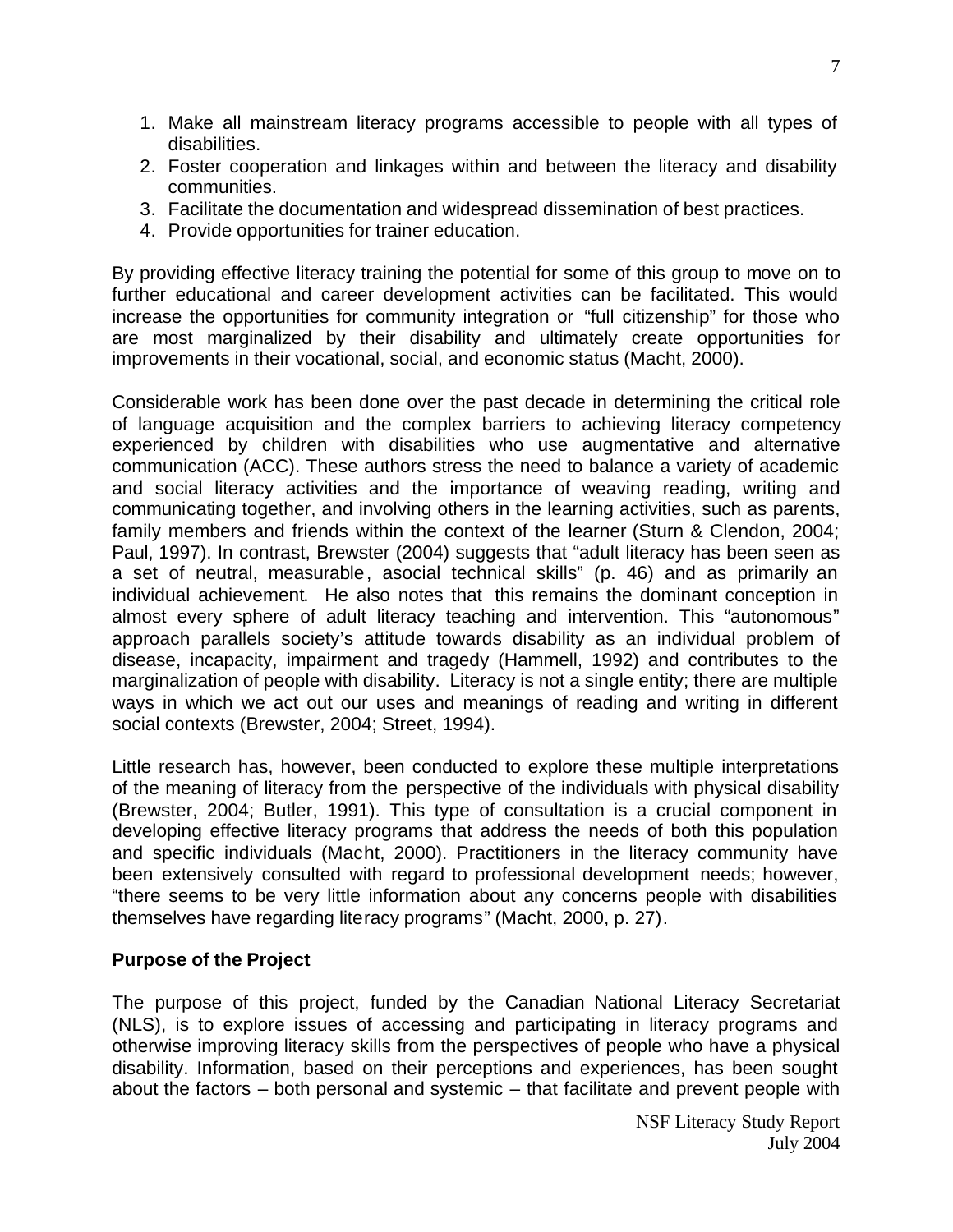1. Make all mainstream literacy programs accessible to people with all types of disabilities.
2. Foster cooperation and linkages within and between the literacy and disability communities.
3. Facilitate the documentation and widespread dissemination of best practices.
4. Provide opportunities for trainer education.

By providing effective literacy training the potential for some of this group to move on to further educational and career development activities can be facilitated. This would increase the opportunities for community integration or "full citizenship" for those who are most marginalized by their disability and ultimately create opportunities for improvements in their vocational, social, and economic status (Macht, 2000).

Considerable work has been done over the past decade in determining the critical role of language acquisition and the complex barriers to achieving literacy competency experienced by children with disabilities who use augmentative and alternative communication (ACC). These authors stress the need to balance a variety of academic and social literacy activities and the importance of weaving reading, writing and communicating together, and involving others in the learning activities, such as parents, family members and friends within the context of the learner (Sturn & Clendon, 2004; Paul, 1997). In contrast, Brewster (2004) suggests that "adult literacy has been seen as a set of neutral, measurable, asocial technical skills" (p. 46) and as primarily an individual achievement. He also notes that this remains the dominant conception in almost every sphere of adult literacy teaching and intervention. This "autonomous" approach parallels society's attitude towards disability as an individual problem of disease, incapacity, impairment and tragedy (Hammell, 1992) and contributes to the marginalization of people with disability. Literacy is not a single entity; there are multiple ways in which we act out our uses and meanings of reading and writing in different social contexts (Brewster, 2004; Street, 1994).

Little research has, however, been conducted to explore these multiple interpretations of the meaning of literacy from the perspective of the individuals with physical disability (Brewster, 2004; Butler, 1991). This type of consultation is a crucial component in developing effective literacy programs that address the needs of both this population and specific individuals (Macht, 2000). Practitioners in the literacy community have been extensively consulted with regard to professional development needs; however, "there seems to be very little information about any concerns people with disabilities themselves have regarding literacy programs" (Macht, 2000, p. 27).

**Purpose of the Project**

The purpose of this project, funded by the Canadian National Literacy Secretariat (NLS), is to explore issues of accessing and participating in literacy programs and otherwise improving literacy skills from the perspectives of people who have a physical disability. Information, based on their perceptions and experiences, has been sought about the factors – both personal and systemic – that facilitate and prevent people with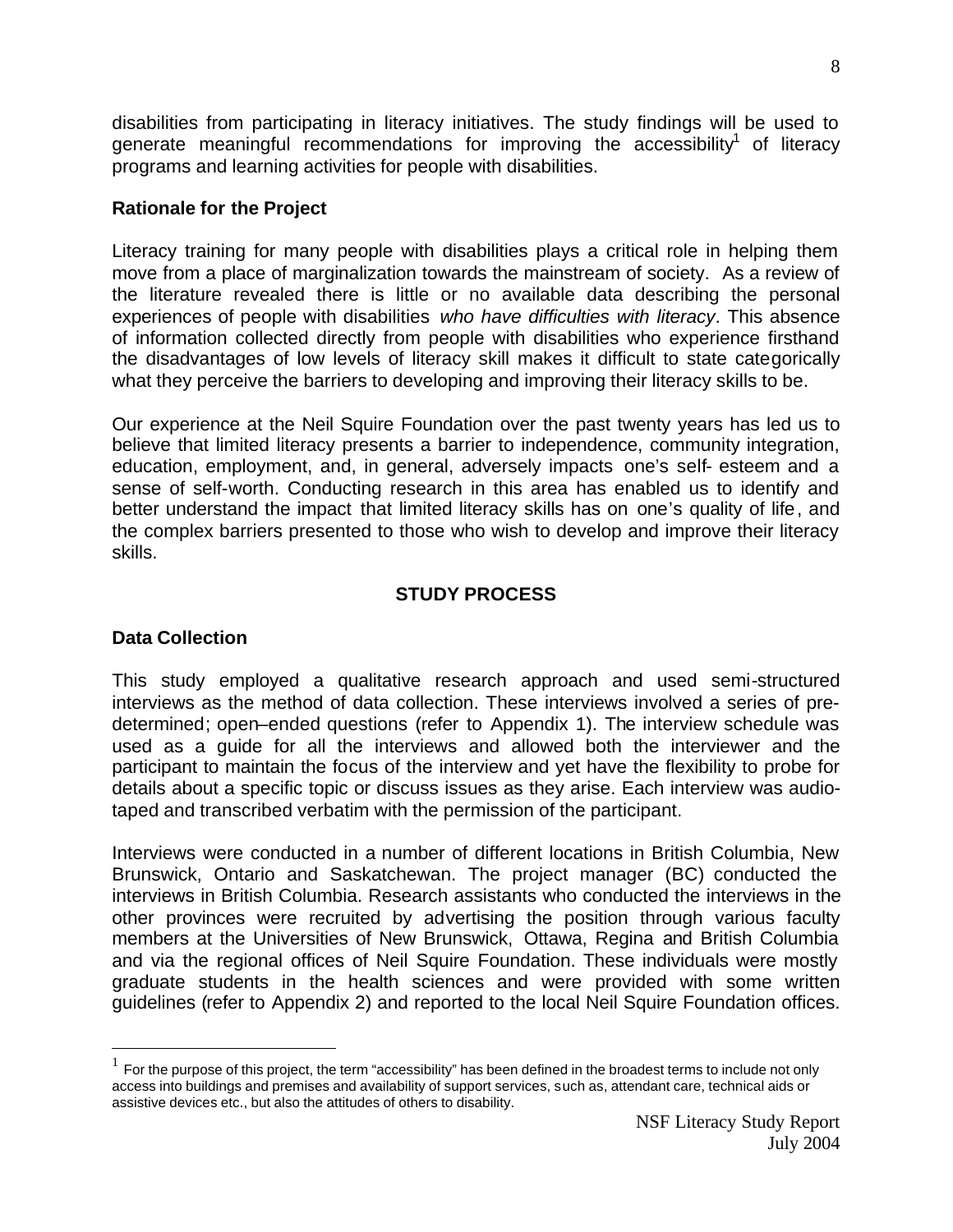disabilities from participating in literacy initiatives. The study findings will be used to generate meaningful recommendations for improving the accessibility[1] of literacy programs and learning activities for people with disabilities.

### Rationale for the Project

Literacy training for many people with disabilities plays a critical role in helping them move from a place of marginalization towards the mainstream of society. As a review of the literature revealed there is little or no available data describing the personal experiences of people with disabilities *who have difficulties with literacy*. This absence of information collected directly from people with disabilities who experience firsthand the disadvantages of low levels of literacy skill makes it difficult to state categorically what they perceive the barriers to developing and improving their literacy skills to be.

Our experience at the Neil Squire Foundation over the past twenty years has led us to believe that limited literacy presents a barrier to independence, community integration, education, employment, and, in general, adversely impacts one's self- esteem and a sense of self-worth. Conducting research in this area has enabled us to identify and better understand the impact that limited literacy skills has on one's quality of life, and the complex barriers presented to those who wish to develop and improve their literacy skills.

## STUDY PROCESS

### Data Collection

This study employed a qualitative research approach and used semi-structured interviews as the method of data collection. These interviews involved a series of pre-determined; open–ended questions (refer to Appendix 1). The interview schedule was used as a guide for all the interviews and allowed both the interviewer and the participant to maintain the focus of the interview and yet have the flexibility to probe for details about a specific topic or discuss issues as they arise. Each interview was audio-taped and transcribed verbatim with the permission of the participant.

Interviews were conducted in a number of different locations in British Columbia, New Brunswick, Ontario and Saskatchewan. The project manager (BC) conducted the interviews in British Columbia. Research assistants who conducted the interviews in the other provinces were recruited by advertising the position through various faculty members at the Universities of New Brunswick, Ottawa, Regina and British Columbia and via the regional offices of Neil Squire Foundation. These individuals were mostly graduate students in the health sciences and were provided with some written guidelines (refer to Appendix 2) and reported to the local Neil Squire Foundation offices.

[1] For the purpose of this project, the term "accessibility" has been defined in the broadest terms to include not only access into buildings and premises and availability of support services, such as, attendant care, technical aids or assistive devices etc., but also the attitudes of others to disability.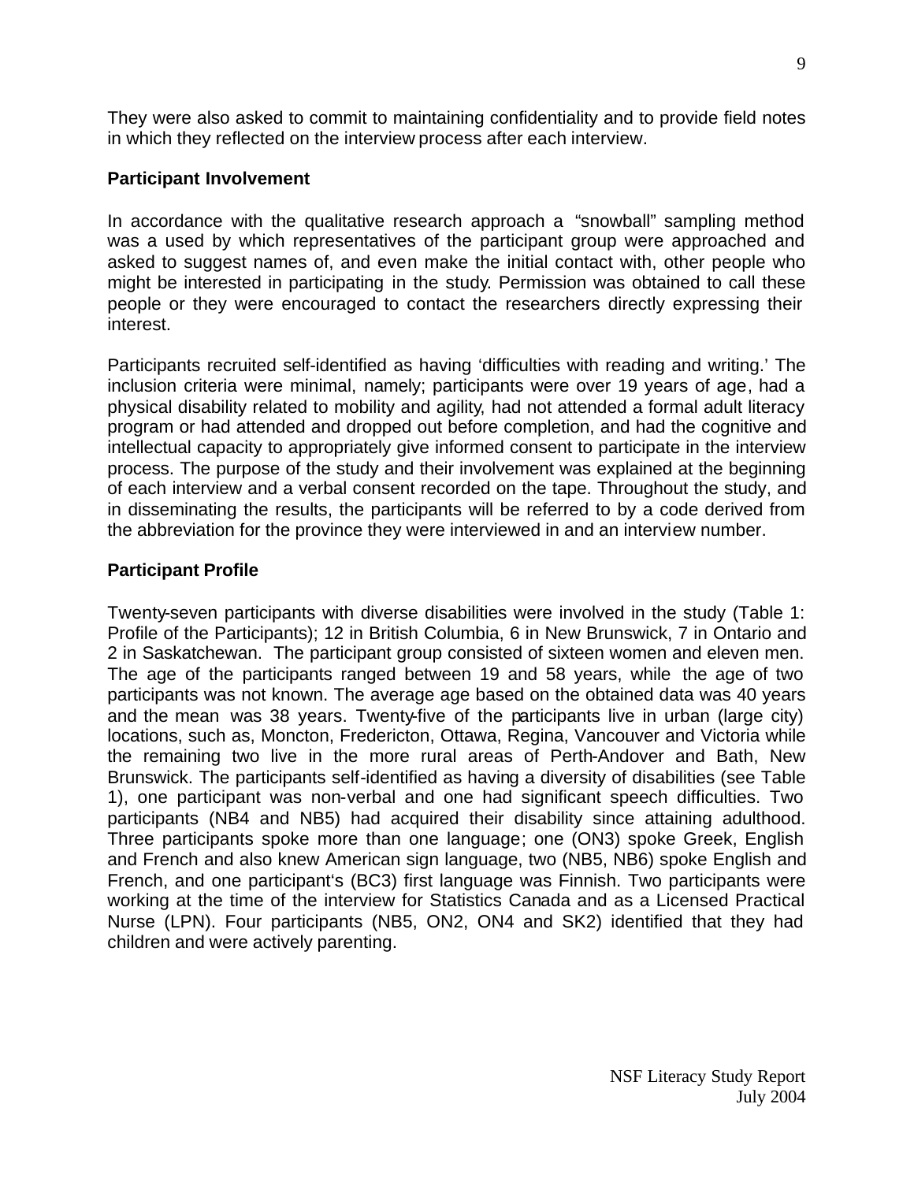They were also asked to commit to maintaining confidentiality and to provide field notes in which they reflected on the interview process after each interview.

**Participant Involvement**

In accordance with the qualitative research approach a "snowball" sampling method was a used by which representatives of the participant group were approached and asked to suggest names of, and even make the initial contact with, other people who might be interested in participating in the study. Permission was obtained to call these people or they were encouraged to contact the researchers directly expressing their interest.

Participants recruited self-identified as having 'difficulties with reading and writing.' The inclusion criteria were minimal, namely; participants were over 19 years of age, had a physical disability related to mobility and agility, had not attended a formal adult literacy program or had attended and dropped out before completion, and had the cognitive and intellectual capacity to appropriately give informed consent to participate in the interview process. The purpose of the study and their involvement was explained at the beginning of each interview and a verbal consent recorded on the tape. Throughout the study, and in disseminating the results, the participants will be referred to by a code derived from the abbreviation for the province they were interviewed in and an interview number.

**Participant Profile**

Twenty-seven participants with diverse disabilities were involved in the study (Table 1: Profile of the Participants); 12 in British Columbia, 6 in New Brunswick, 7 in Ontario and 2 in Saskatchewan. The participant group consisted of sixteen women and eleven men. The age of the participants ranged between 19 and 58 years, while the age of two participants was not known. The average age based on the obtained data was 40 years and the mean was 38 years. Twenty-five of the participants live in urban (large city) locations, such as, Moncton, Fredericton, Ottawa, Regina, Vancouver and Victoria while the remaining two live in the more rural areas of Perth-Andover and Bath, New Brunswick. The participants self-identified as having a diversity of disabilities (see Table 1), one participant was non-verbal and one had significant speech difficulties. Two participants (NB4 and NB5) had acquired their disability since attaining adulthood. Three participants spoke more than one language; one (ON3) spoke Greek, English and French and also knew American sign language, two (NB5, NB6) spoke English and French, and one participant's (BC3) first language was Finnish. Two participants were working at the time of the interview for Statistics Canada and as a Licensed Practical Nurse (LPN). Four participants (NB5, ON2, ON4 and SK2) identified that they had children and were actively parenting.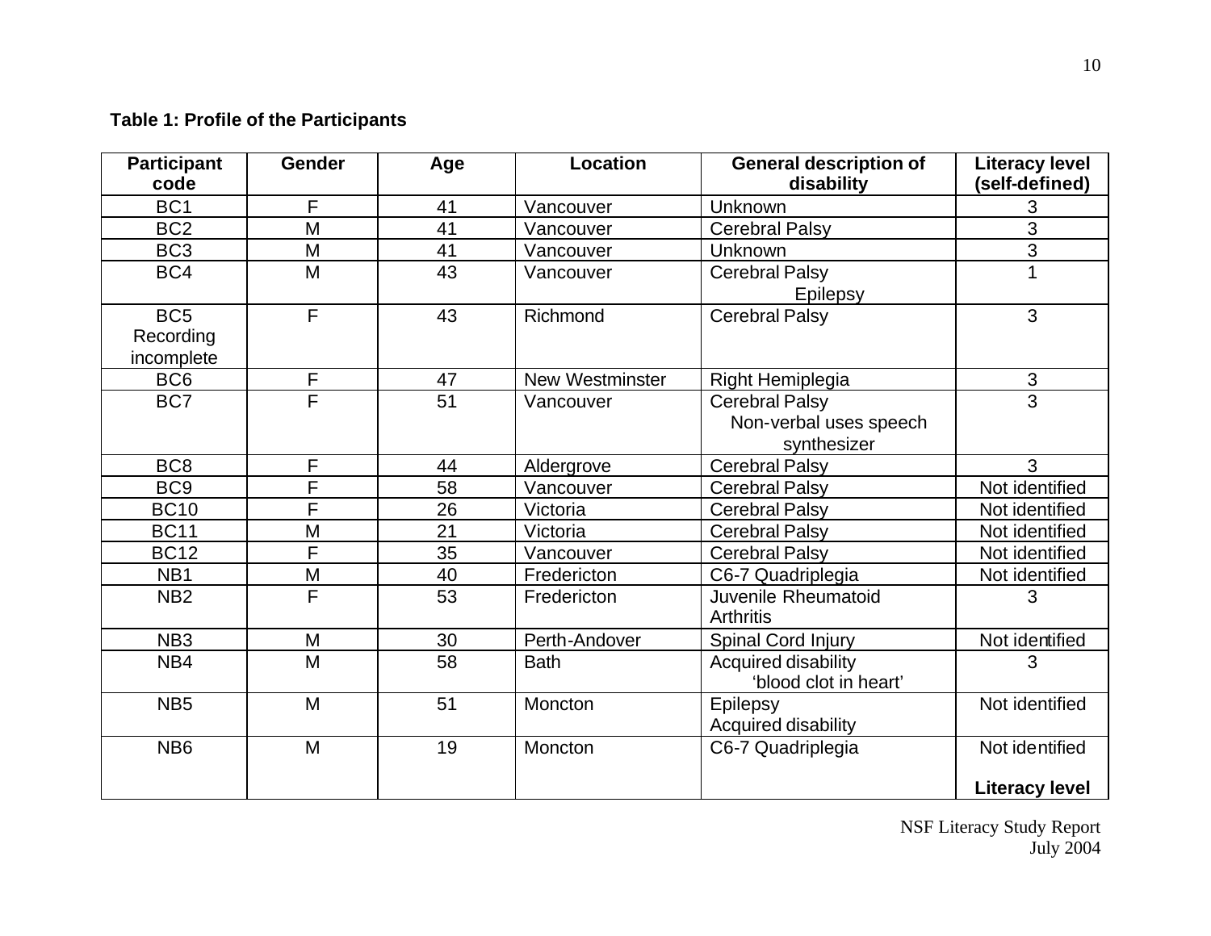**Table 1: Profile of the Participants**

| Participant code | Gender | Age | Location | General description of disability | Literacy level (self-defined) |
|---|---|---|---|---|---|
| BC1 | F | 41 | Vancouver | Unknown | 3 |
| BC2 | M | 41 | Vancouver | Cerebral Palsy | 3 |
| BC3 | M | 41 | Vancouver | Unknown | 3 |
| BC4 | M | 43 | Vancouver | Cerebral Palsy Epilepsy | 1 |
| BC5 Recording incomplete | F | 43 | Richmond | Cerebral Palsy | 3 |
| BC6 | F | 47 | New Westminster | Right Hemiplegia | 3 |
| BC7 | F | 51 | Vancouver | Cerebral Palsy Non-verbal uses speech synthesizer | 3 |
| BC8 | F | 44 | Aldergrove | Cerebral Palsy | 3 |
| BC9 | F | 58 | Vancouver | Cerebral Palsy | Not identified |
| BC10 | F | 26 | Victoria | Cerebral Palsy | Not identified |
| BC11 | M | 21 | Victoria | Cerebral Palsy | Not identified |
| BC12 | F | 35 | Vancouver | Cerebral Palsy | Not identified |
| NB1 | M | 40 | Fredericton | C6-7 Quadriplegia | Not identified |
| NB2 | F | 53 | Fredericton | Juvenile Rheumatoid Arthritis | 3 |
| NB3 | M | 30 | Perth-Andover | Spinal Cord Injury | Not identified |
| NB4 | M | 58 | Bath | Acquired disability 'blood clot in heart' | 3 |
| NB5 | M | 51 | Moncton | Epilepsy Acquired disability | Not identified |
| NB6 | M | 19 | Moncton | C6-7 Quadriplegia | Not identified **Literacy level** |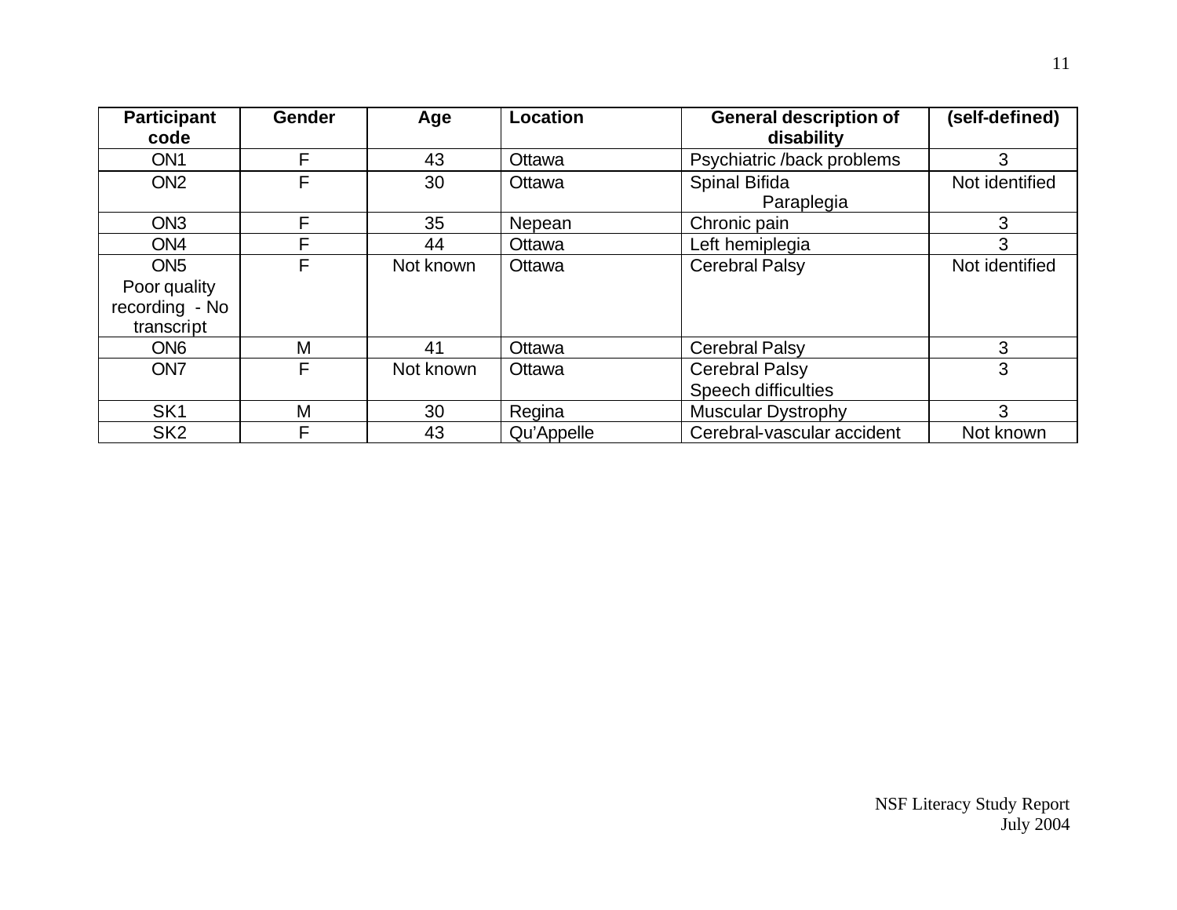| Participant code | Gender | Age | Location | General description of disability | (self-defined) |
|---|---|---|---|---|---|
| ON1 | F | 43 | Ottawa | Psychiatric /back problems | 3 |
| ON2 | F | 30 | Ottawa | Spinal Bifida Paraplegia | Not identified |
| ON3 | F | 35 | Nepean | Chronic pain | 3 |
| ON4 | F | 44 | Ottawa | Left hemiplegia | 3 |
| ON5 Poor quality recording - No transcript | F | Not known | Ottawa | Cerebral Palsy | Not identified |
| ON6 | M | 41 | Ottawa | Cerebral Palsy | 3 |
| ON7 | F | Not known | Ottawa | Cerebral Palsy Speech difficulties | 3 |
| SK1 | M | 30 | Regina | Muscular Dystrophy | 3 |
| SK2 | F | 43 | Qu'Appelle | Cerebral-vascular accident | Not known |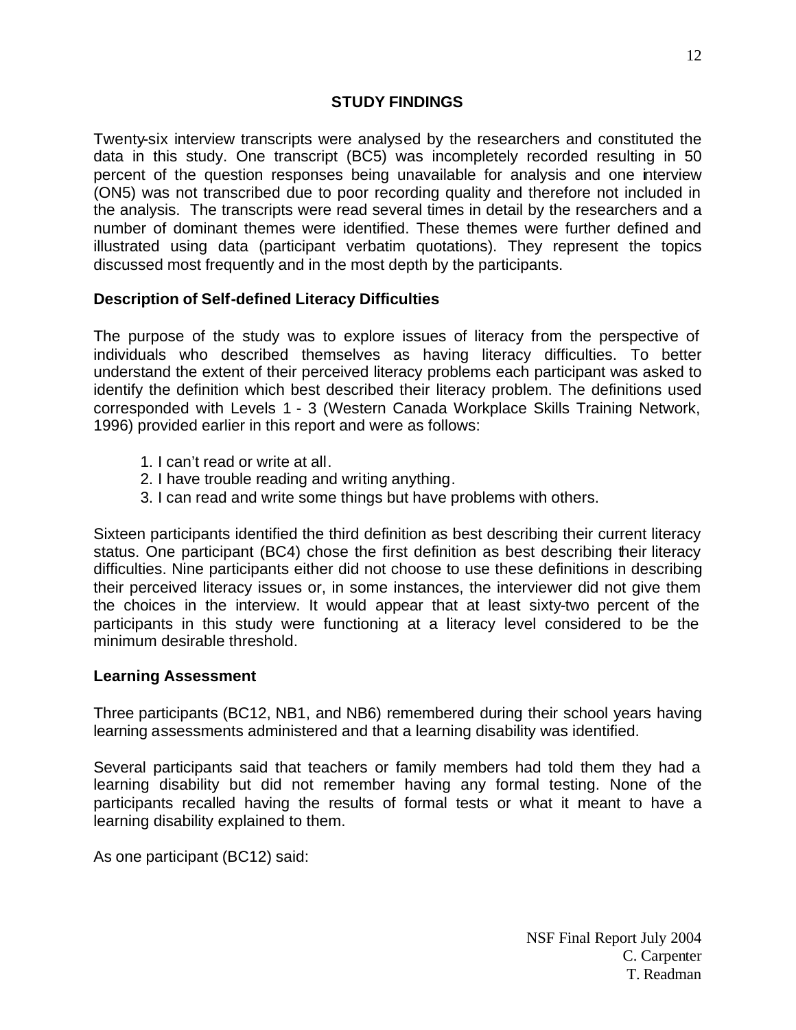## STUDY FINDINGS

Twenty-six interview transcripts were analysed by the researchers and constituted the data in this study. One transcript (BC5) was incompletely recorded resulting in 50 percent of the question responses being unavailable for analysis and one interview (ON5) was not transcribed due to poor recording quality and therefore not included in the analysis. The transcripts were read several times in detail by the researchers and a number of dominant themes were identified. These themes were further defined and illustrated using data (participant verbatim quotations). They represent the topics discussed most frequently and in the most depth by the participants.

### Description of Self-defined Literacy Difficulties

The purpose of the study was to explore issues of literacy from the perspective of individuals who described themselves as having literacy difficulties. To better understand the extent of their perceived literacy problems each participant was asked to identify the definition which best described their literacy problem. The definitions used corresponded with Levels 1 - 3 (Western Canada Workplace Skills Training Network, 1996) provided earlier in this report and were as follows:

1. I can't read or write at all.
2. I have trouble reading and writing anything.
3. I can read and write some things but have problems with others.

Sixteen participants identified the third definition as best describing their current literacy status. One participant (BC4) chose the first definition as best describing their literacy difficulties. Nine participants either did not choose to use these definitions in describing their perceived literacy issues or, in some instances, the interviewer did not give them the choices in the interview. It would appear that at least sixty-two percent of the participants in this study were functioning at a literacy level considered to be the minimum desirable threshold.

### Learning Assessment

Three participants (BC12, NB1, and NB6) remembered during their school years having learning assessments administered and that a learning disability was identified.

Several participants said that teachers or family members had told them they had a learning disability but did not remember having any formal testing. None of the participants recalled having the results of formal tests or what it meant to have a learning disability explained to them.

As one participant (BC12) said: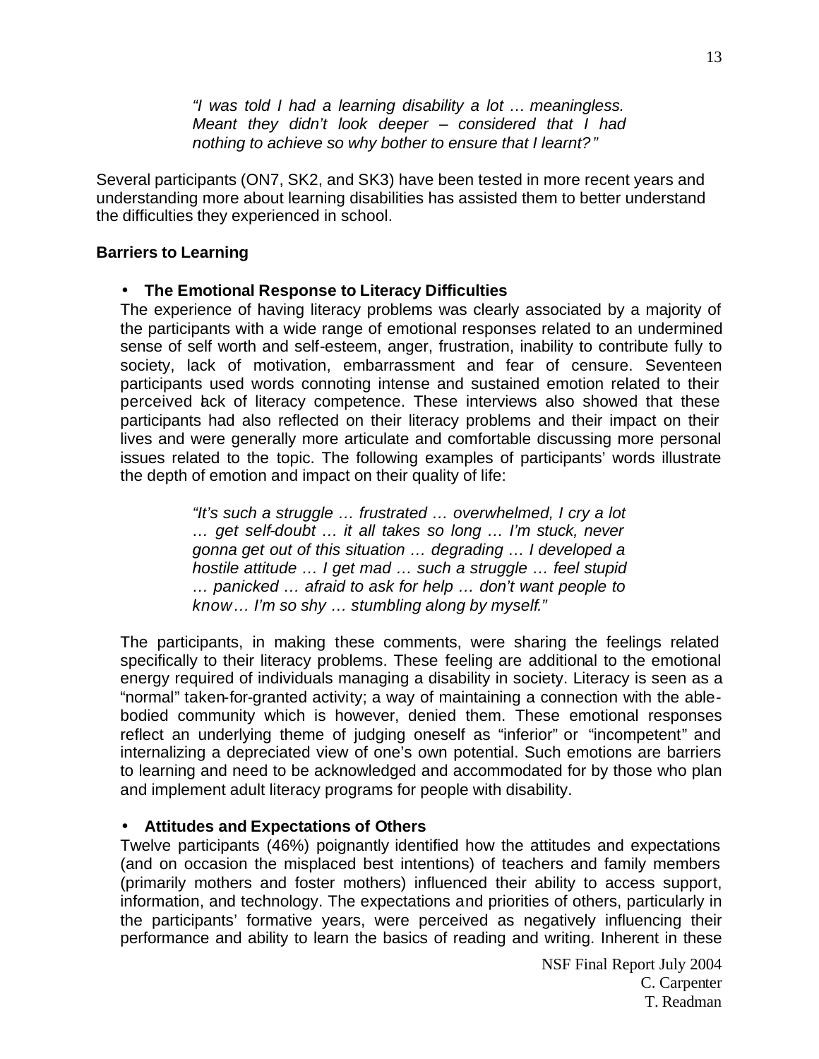> *"I was told I had a learning disability a lot … meaningless. Meant they didn't look deeper – considered that I had nothing to achieve so why bother to ensure that I learnt?"*

Several participants (ON7, SK2, and SK3) have been tested in more recent years and understanding more about learning disabilities has assisted them to better understand the difficulties they experienced in school.

**Barriers to Learning**

- **The Emotional Response to Literacy Difficulties**

The experience of having literacy problems was clearly associated by a majority of the participants with a wide range of emotional responses related to an undermined sense of self worth and self-esteem, anger, frustration, inability to contribute fully to society, lack of motivation, embarrassment and fear of censure. Seventeen participants used words connoting intense and sustained emotion related to their perceived lack of literacy competence. These interviews also showed that these participants had also reflected on their literacy problems and their impact on their lives and were generally more articulate and comfortable discussing more personal issues related to the topic. The following examples of participants' words illustrate the depth of emotion and impact on their quality of life:

> *"It's such a struggle … frustrated … overwhelmed, I cry a lot … get self-doubt … it all takes so long … I'm stuck, never gonna get out of this situation … degrading … I developed a hostile attitude … I get mad … such a struggle … feel stupid … panicked … afraid to ask for help … don't want people to know… I'm so shy … stumbling along by myself."*

The participants, in making these comments, were sharing the feelings related specifically to their literacy problems. These feeling are additional to the emotional energy required of individuals managing a disability in society. Literacy is seen as a "normal" taken-for-granted activity; a way of maintaining a connection with the able-bodied community which is however, denied them. These emotional responses reflect an underlying theme of judging oneself as "inferior" or "incompetent" and internalizing a depreciated view of one's own potential. Such emotions are barriers to learning and need to be acknowledged and accommodated for by those who plan and implement adult literacy programs for people with disability.

- **Attitudes and Expectations of Others**

Twelve participants (46%) poignantly identified how the attitudes and expectations (and on occasion the misplaced best intentions) of teachers and family members (primarily mothers and foster mothers) influenced their ability to access support, information, and technology. The expectations and priorities of others, particularly in the participants' formative years, were perceived as negatively influencing their performance and ability to learn the basics of reading and writing. Inherent in these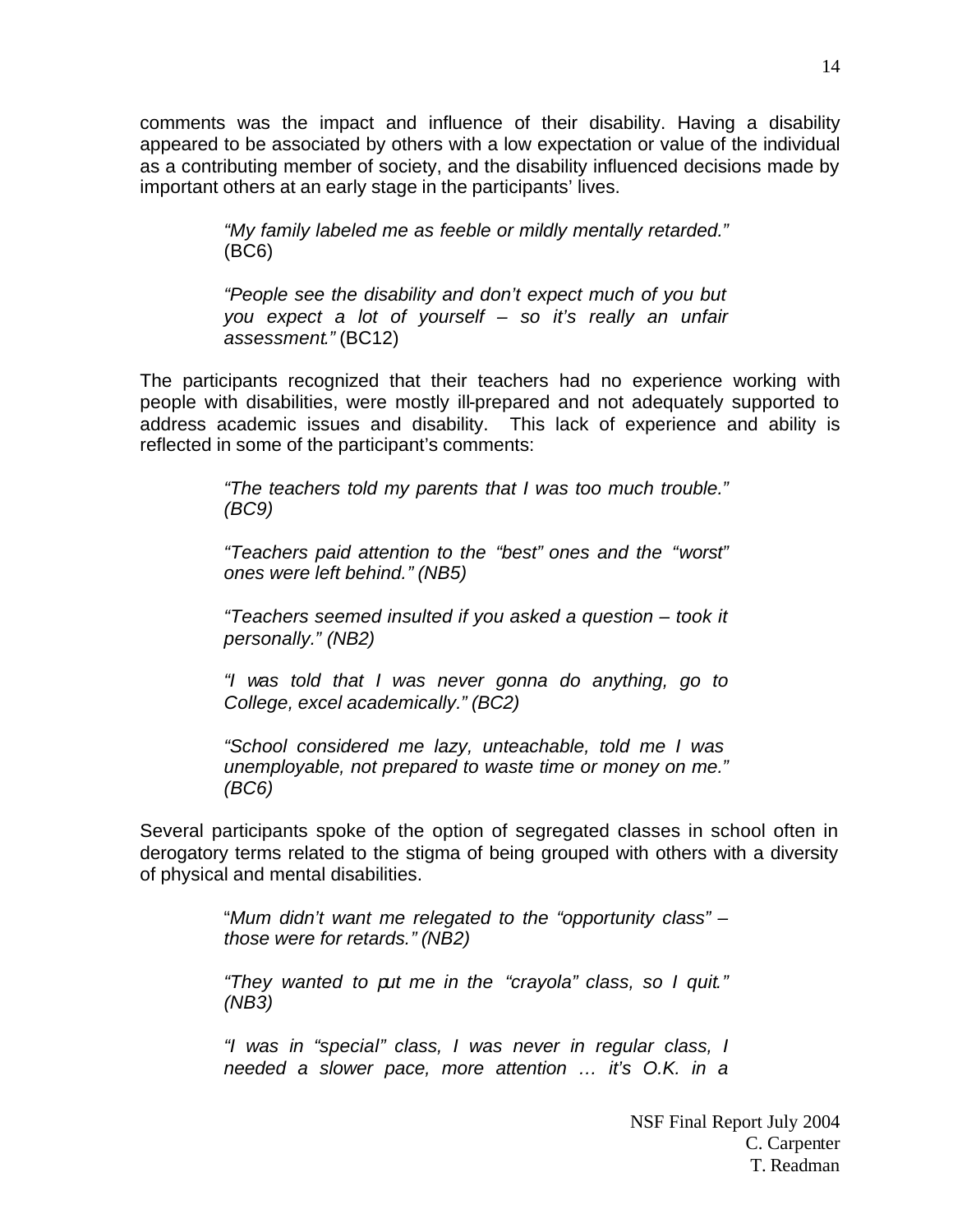comments was the impact and influence of their disability. Having a disability appeared to be associated by others with a low expectation or value of the individual as a contributing member of society, and the disability influenced decisions made by important others at an early stage in the participants' lives.

> *"My family labeled me as feeble or mildly mentally retarded."* (BC6)
>
> *"People see the disability and don't expect much of you but you expect a lot of yourself – so it's really an unfair assessment."* (BC12)

The participants recognized that their teachers had no experience working with people with disabilities, were mostly ill-prepared and not adequately supported to address academic issues and disability. This lack of experience and ability is reflected in some of the participant's comments:

> *"The teachers told my parents that I was too much trouble." (BC9)*
>
> *"Teachers paid attention to the "best" ones and the "worst" ones were left behind." (NB5)*
>
> *"Teachers seemed insulted if you asked a question – took it personally." (NB2)*
>
> *"I was told that I was never gonna do anything, go to College, excel academically." (BC2)*
>
> *"School considered me lazy, unteachable, told me I was unemployable, not prepared to waste time or money on me." (BC6)*

Several participants spoke of the option of segregated classes in school often in derogatory terms related to the stigma of being grouped with others with a diversity of physical and mental disabilities.

> "*Mum didn't want me relegated to the "opportunity class" – those were for retards." (NB2)*
>
> *"They wanted to put me in the "crayola" class, so I quit." (NB3)*
>
> *"I was in "special" class, I was never in regular class, I needed a slower pace, more attention … it's O.K. in a*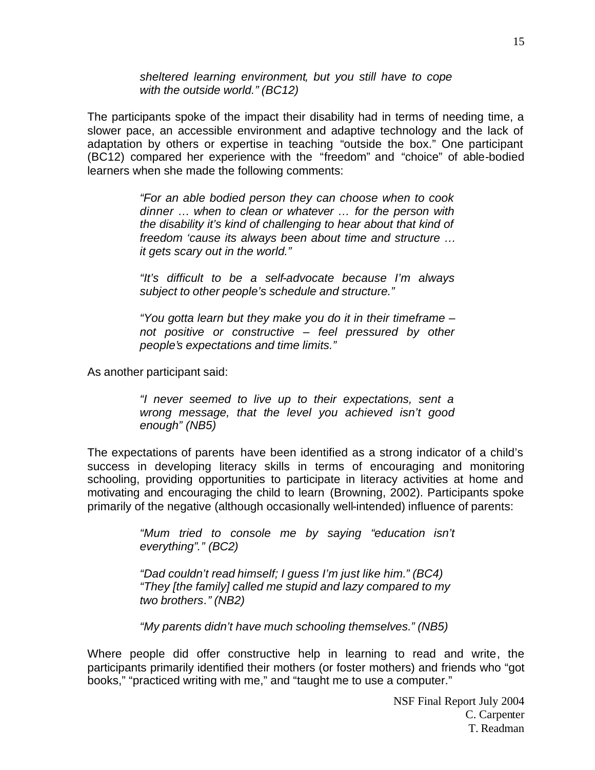> *sheltered learning environment, but you still have to cope with the outside world." (BC12)*

The participants spoke of the impact their disability had in terms of needing time, a slower pace, an accessible environment and adaptive technology and the lack of adaptation by others or expertise in teaching "outside the box." One participant (BC12) compared her experience with the "freedom" and "choice" of able-bodied learners when she made the following comments:

> *"For an able bodied person they can choose when to cook dinner … when to clean or whatever … for the person with the disability it's kind of challenging to hear about that kind of freedom 'cause its always been about time and structure … it gets scary out in the world."*
>
> *"It's difficult to be a self-advocate because I'm always subject to other people's schedule and structure."*
>
> *"You gotta learn but they make you do it in their timeframe – not positive or constructive – feel pressured by other people's expectations and time limits."*

As another participant said:

> *"I never seemed to live up to their expectations, sent a wrong message, that the level you achieved isn't good enough" (NB5)*

The expectations of parents have been identified as a strong indicator of a child's success in developing literacy skills in terms of encouraging and monitoring schooling, providing opportunities to participate in literacy activities at home and motivating and encouraging the child to learn (Browning, 2002). Participants spoke primarily of the negative (although occasionally well-intended) influence of parents:

> *"Mum tried to console me by saying "education isn't everything"." (BC2)*
>
> *"Dad couldn't read himself; I guess I'm just like him." (BC4)*
> *"They [the family] called me stupid and lazy compared to my two brothers." (NB2)*
>
> *"My parents didn't have much schooling themselves." (NB5)*

Where people did offer constructive help in learning to read and write, the participants primarily identified their mothers (or foster mothers) and friends who "got books," "practiced writing with me," and "taught me to use a computer."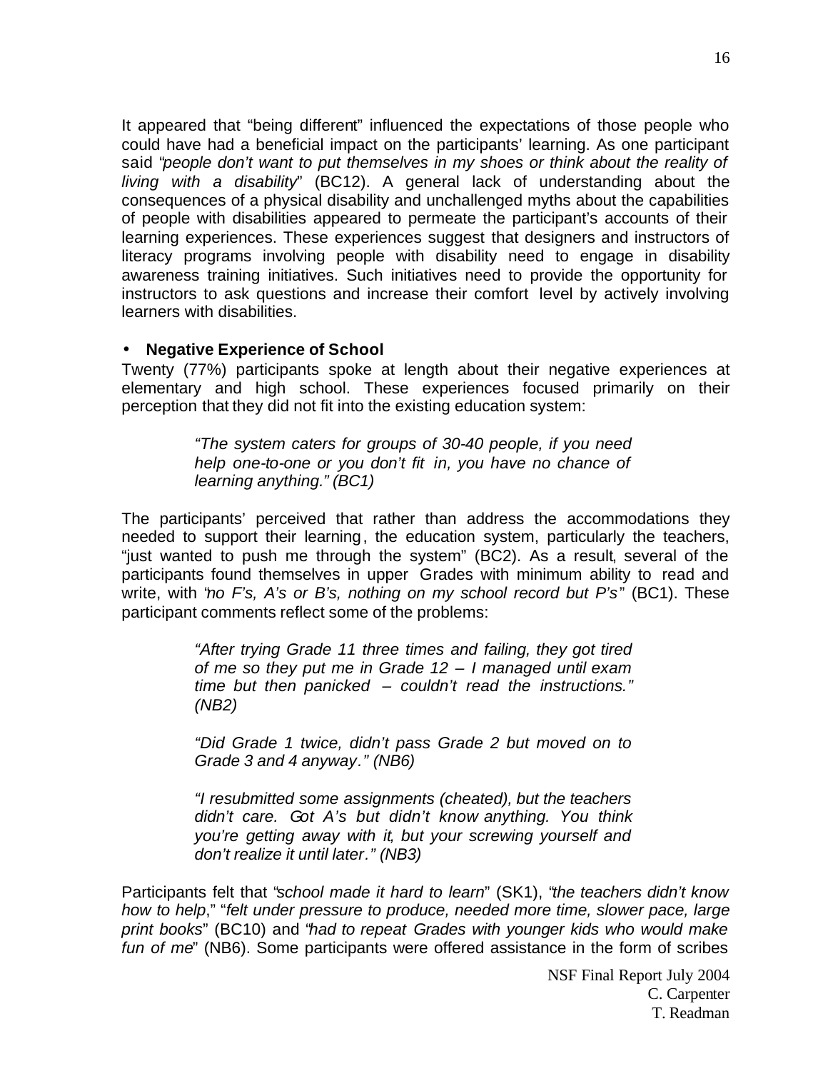It appeared that "being different" influenced the expectations of those people who could have had a beneficial impact on the participants' learning. As one participant said "*people don't want to put themselves in my shoes or think about the reality of living with a disability*" (BC12). A general lack of understanding about the consequences of a physical disability and unchallenged myths about the capabilities of people with disabilities appeared to permeate the participant's accounts of their learning experiences. These experiences suggest that designers and instructors of literacy programs involving people with disability need to engage in disability awareness training initiatives. Such initiatives need to provide the opportunity for instructors to ask questions and increase their comfort level by actively involving learners with disabilities.

- **Negative Experience of School**

Twenty (77%) participants spoke at length about their negative experiences at elementary and high school. These experiences focused primarily on their perception that they did not fit into the existing education system:

> *"The system caters for groups of 30-40 people, if you need help one-to-one or you don't fit in, you have no chance of learning anything." (BC1)*

The participants' perceived that rather than address the accommodations they needed to support their learning, the education system, particularly the teachers, "just wanted to push me through the system" (BC2). As a result, several of the participants found themselves in upper Grades with minimum ability to read and write, with "*no F's, A's or B's, nothing on my school record but P's*" (BC1). These participant comments reflect some of the problems:

> *"After trying Grade 11 three times and failing, they got tired of me so they put me in Grade 12 – I managed until exam time but then panicked – couldn't read the instructions." (NB2)*
>
> *"Did Grade 1 twice, didn't pass Grade 2 but moved on to Grade 3 and 4 anyway." (NB6)*
>
> *"I resubmitted some assignments (cheated), but the teachers didn't care. Got A's but didn't know anything. You think you're getting away with it, but your screwing yourself and don't realize it until later." (NB3)*

Participants felt that "*school made it hard to learn*" (SK1), "*the teachers didn't know how to help*," "*felt under pressure to produce, needed more time, slower pace, large print books*" (BC10) and "*had to repeat Grades with younger kids who would make fun of me*" (NB6). Some participants were offered assistance in the form of scribes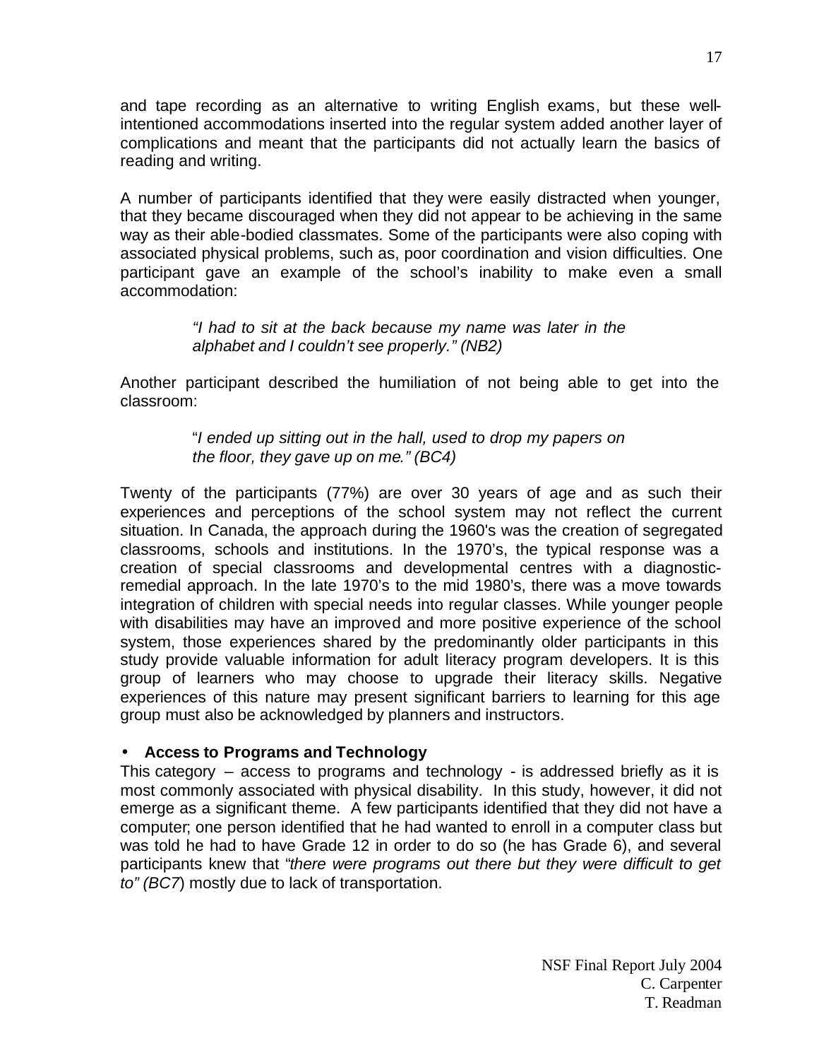and tape recording as an alternative to writing English exams, but these well-intentioned accommodations inserted into the regular system added another layer of complications and meant that the participants did not actually learn the basics of reading and writing.

A number of participants identified that they were easily distracted when younger, that they became discouraged when they did not appear to be achieving in the same way as their able-bodied classmates. Some of the participants were also coping with associated physical problems, such as, poor coordination and vision difficulties. One participant gave an example of the school's inability to make even a small accommodation:

> *"I had to sit at the back because my name was later in the alphabet and I couldn't see properly." (NB2)*

Another participant described the humiliation of not being able to get into the classroom:

> "*I ended up sitting out in the hall, used to drop my papers on the floor, they gave up on me." (BC4)*

Twenty of the participants (77%) are over 30 years of age and as such their experiences and perceptions of the school system may not reflect the current situation. In Canada, the approach during the 1960's was the creation of segregated classrooms, schools and institutions. In the 1970's, the typical response was a creation of special classrooms and developmental centres with a diagnostic-remedial approach. In the late 1970's to the mid 1980's, there was a move towards integration of children with special needs into regular classes. While younger people with disabilities may have an improved and more positive experience of the school system, those experiences shared by the predominantly older participants in this study provide valuable information for adult literacy program developers. It is this group of learners who may choose to upgrade their literacy skills. Negative experiences of this nature may present significant barriers to learning for this age group must also be acknowledged by planners and instructors.

- **Access to Programs and Technology**

This category – access to programs and technology - is addressed briefly as it is most commonly associated with physical disability. In this study, however, it did not emerge as a significant theme. A few participants identified that they did not have a computer; one person identified that he had wanted to enroll in a computer class but was told he had to have Grade 12 in order to do so (he has Grade 6), and several participants knew that *"there were programs out there but they were difficult to get to" (BC7*) mostly due to lack of transportation.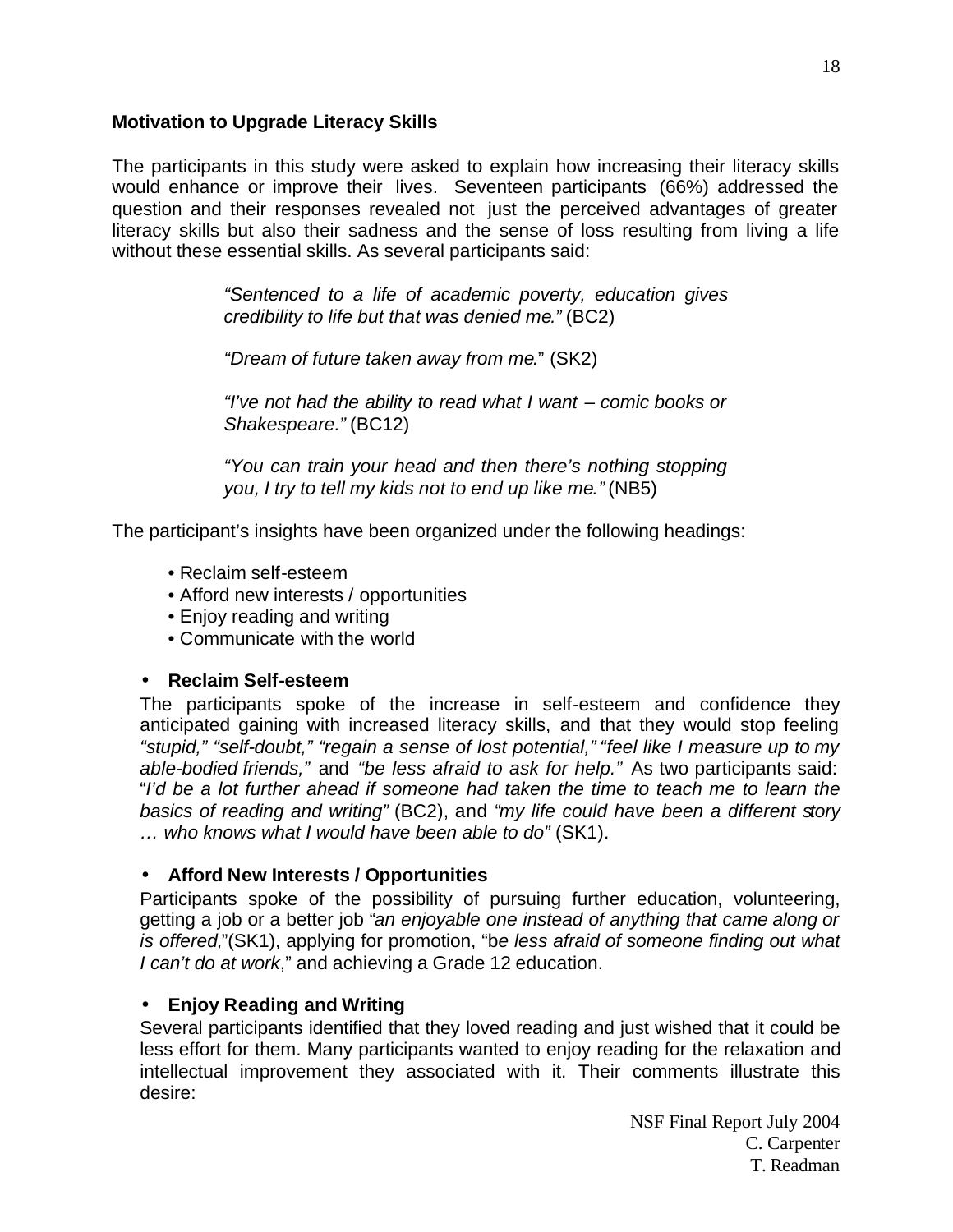**Motivation to Upgrade Literacy Skills**

The participants in this study were asked to explain how increasing their literacy skills would enhance or improve their lives. Seventeen participants (66%) addressed the question and their responses revealed not just the perceived advantages of greater literacy skills but also their sadness and the sense of loss resulting from living a life without these essential skills. As several participants said:

> *"Sentenced to a life of academic poverty, education gives credibility to life but that was denied me."* (BC2)
>
> *"Dream of future taken away from me.*" (SK2)
>
> *"I've not had the ability to read what I want – comic books or Shakespeare."* (BC12)
>
> *"You can train your head and then there's nothing stopping you, I try to tell my kids not to end up like me."* (NB5)

The participant's insights have been organized under the following headings:

- Reclaim self-esteem
- Afford new interests / opportunities
- Enjoy reading and writing
- Communicate with the world

- **Reclaim Self-esteem**

  The participants spoke of the increase in self-esteem and confidence they anticipated gaining with increased literacy skills, and that they would stop feeling *"stupid," "self-doubt," "regain a sense of lost potential," "feel like I measure up to my able-bodied friends,"* and *"be less afraid to ask for help."* As two participants said: "*I'd be a lot further ahead if someone had taken the time to teach me to learn the basics of reading and writing"* (BC2), and *"my life could have been a different story … who knows what I would have been able to do"* (SK1).

- **Afford New Interests / Opportunities**

  Participants spoke of the possibility of pursuing further education, volunteering, getting a job or a better job "*an enjoyable one instead of anything that came along or is offered,*"(SK1), applying for promotion, "b*e less afraid of someone finding out what I can't do at work*," and achieving a Grade 12 education.

- **Enjoy Reading and Writing**

  Several participants identified that they loved reading and just wished that it could be less effort for them. Many participants wanted to enjoy reading for the relaxation and intellectual improvement they associated with it. Their comments illustrate this desire: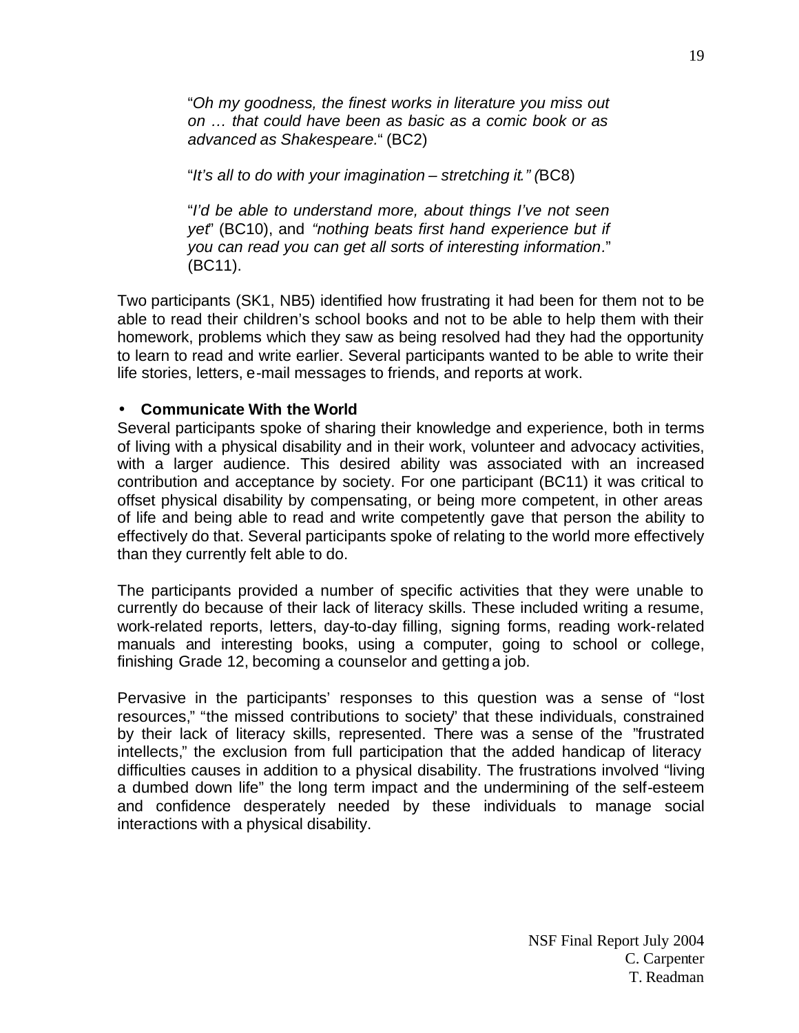"*Oh my goodness, the finest works in literature you miss out on … that could have been as basic as a comic book or as advanced as Shakespeare.*" (BC2)

"*It's all to do with your imagination – stretching it." (*BC8)

"*I'd be able to understand more, about things I've not seen yet*" (BC10), and *"nothing beats first hand experience but if you can read you can get all sorts of interesting information*." (BC11).

Two participants (SK1, NB5) identified how frustrating it had been for them not to be able to read their children's school books and not to be able to help them with their homework, problems which they saw as being resolved had they had the opportunity to learn to read and write earlier. Several participants wanted to be able to write their life stories, letters, e-mail messages to friends, and reports at work.

- **Communicate With the World**

Several participants spoke of sharing their knowledge and experience, both in terms of living with a physical disability and in their work, volunteer and advocacy activities, with a larger audience. This desired ability was associated with an increased contribution and acceptance by society. For one participant (BC11) it was critical to offset physical disability by compensating, or being more competent, in other areas of life and being able to read and write competently gave that person the ability to effectively do that. Several participants spoke of relating to the world more effectively than they currently felt able to do.

The participants provided a number of specific activities that they were unable to currently do because of their lack of literacy skills. These included writing a resume, work-related reports, letters, day-to-day filling, signing forms, reading work-related manuals and interesting books, using a computer, going to school or college, finishing Grade 12, becoming a counselor and getting a job.

Pervasive in the participants' responses to this question was a sense of "lost resources," "the missed contributions to society" that these individuals, constrained by their lack of literacy skills, represented. There was a sense of the "frustrated intellects," the exclusion from full participation that the added handicap of literacy difficulties causes in addition to a physical disability. The frustrations involved "living a dumbed down life" the long term impact and the undermining of the self-esteem and confidence desperately needed by these individuals to manage social interactions with a physical disability.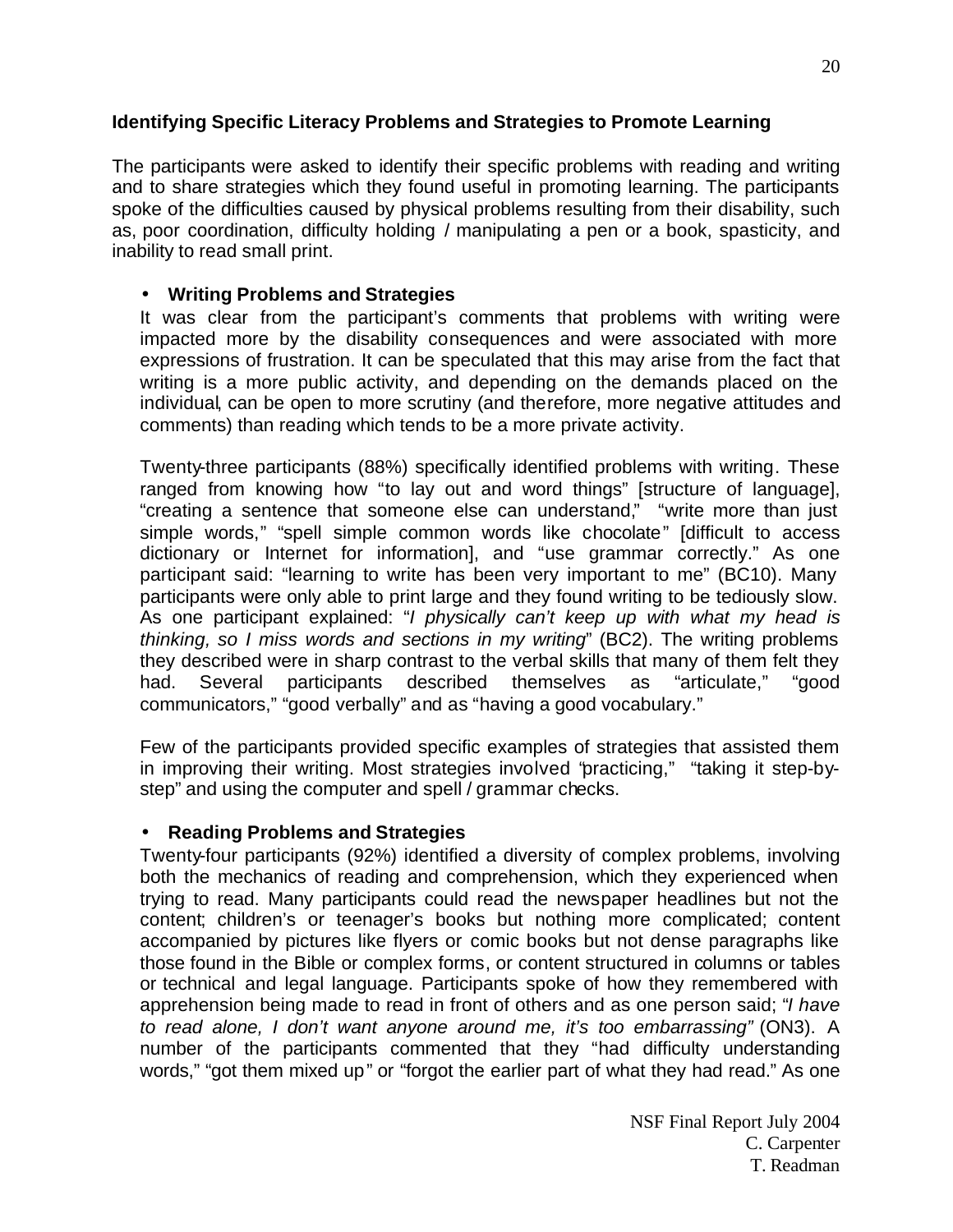### Identifying Specific Literacy Problems and Strategies to Promote Learning

The participants were asked to identify their specific problems with reading and writing and to share strategies which they found useful in promoting learning. The participants spoke of the difficulties caused by physical problems resulting from their disability, such as, poor coordination, difficulty holding / manipulating a pen or a book, spasticity, and inability to read small print.

- **Writing Problems and Strategies**

It was clear from the participant's comments that problems with writing were impacted more by the disability consequences and were associated with more expressions of frustration. It can be speculated that this may arise from the fact that writing is a more public activity, and depending on the demands placed on the individual, can be open to more scrutiny (and therefore, more negative attitudes and comments) than reading which tends to be a more private activity.

Twenty-three participants (88%) specifically identified problems with writing. These ranged from knowing how "to lay out and word things" [structure of language], "creating a sentence that someone else can understand," "write more than just simple words," "spell simple common words like chocolate" [difficult to access dictionary or Internet for information], and "use grammar correctly." As one participant said: "learning to write has been very important to me" (BC10). Many participants were only able to print large and they found writing to be tediously slow. As one participant explained: "*I physically can't keep up with what my head is thinking, so I miss words and sections in my writing*" (BC2). The writing problems they described were in sharp contrast to the verbal skills that many of them felt they had. Several participants described themselves as "articulate," "good communicators," "good verbally" and as "having a good vocabulary."

Few of the participants provided specific examples of strategies that assisted them in improving their writing. Most strategies involved "practicing," "taking it step-by-step" and using the computer and spell / grammar checks.

- **Reading Problems and Strategies**

Twenty-four participants (92%) identified a diversity of complex problems, involving both the mechanics of reading and comprehension, which they experienced when trying to read. Many participants could read the newspaper headlines but not the content; children's or teenager's books but nothing more complicated; content accompanied by pictures like flyers or comic books but not dense paragraphs like those found in the Bible or complex forms, or content structured in columns or tables or technical and legal language. Participants spoke of how they remembered with apprehension being made to read in front of others and as one person said; "*I have to read alone, I don't want anyone around me, it's too embarrassing"* (ON3). A number of the participants commented that they "had difficulty understanding words," "got them mixed up" or "forgot the earlier part of what they had read." As one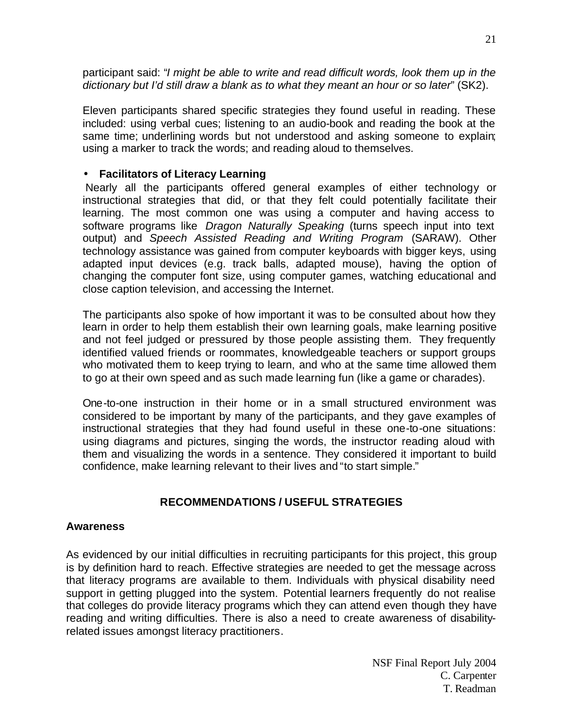participant said: "*I might be able to write and read difficult words, look them up in the dictionary but I'd still draw a blank as to what they meant an hour or so later*" (SK2).

Eleven participants shared specific strategies they found useful in reading. These included: using verbal cues; listening to an audio-book and reading the book at the same time; underlining words but not understood and asking someone to explain; using a marker to track the words; and reading aloud to themselves.

- **Facilitators of Literacy Learning**

Nearly all the participants offered general examples of either technology or instructional strategies that did, or that they felt could potentially facilitate their learning. The most common one was using a computer and having access to software programs like *Dragon Naturally Speaking* (turns speech input into text output) and *Speech Assisted Reading and Writing Program* (SARAW). Other technology assistance was gained from computer keyboards with bigger keys, using adapted input devices (e.g. track balls, adapted mouse), having the option of changing the computer font size, using computer games, watching educational and close caption television, and accessing the Internet.

The participants also spoke of how important it was to be consulted about how they learn in order to help them establish their own learning goals, make learning positive and not feel judged or pressured by those people assisting them. They frequently identified valued friends or roommates, knowledgeable teachers or support groups who motivated them to keep trying to learn, and who at the same time allowed them to go at their own speed and as such made learning fun (like a game or charades).

One-to-one instruction in their home or in a small structured environment was considered to be important by many of the participants, and they gave examples of instructional strategies that they had found useful in these one-to-one situations: using diagrams and pictures, singing the words, the instructor reading aloud with them and visualizing the words in a sentence. They considered it important to build confidence, make learning relevant to their lives and "to start simple."

## RECOMMENDATIONS / USEFUL STRATEGIES

### Awareness

As evidenced by our initial difficulties in recruiting participants for this project, this group is by definition hard to reach. Effective strategies are needed to get the message across that literacy programs are available to them. Individuals with physical disability need support in getting plugged into the system. Potential learners frequently do not realise that colleges do provide literacy programs which they can attend even though they have reading and writing difficulties. There is also a need to create awareness of disability-related issues amongst literacy practitioners.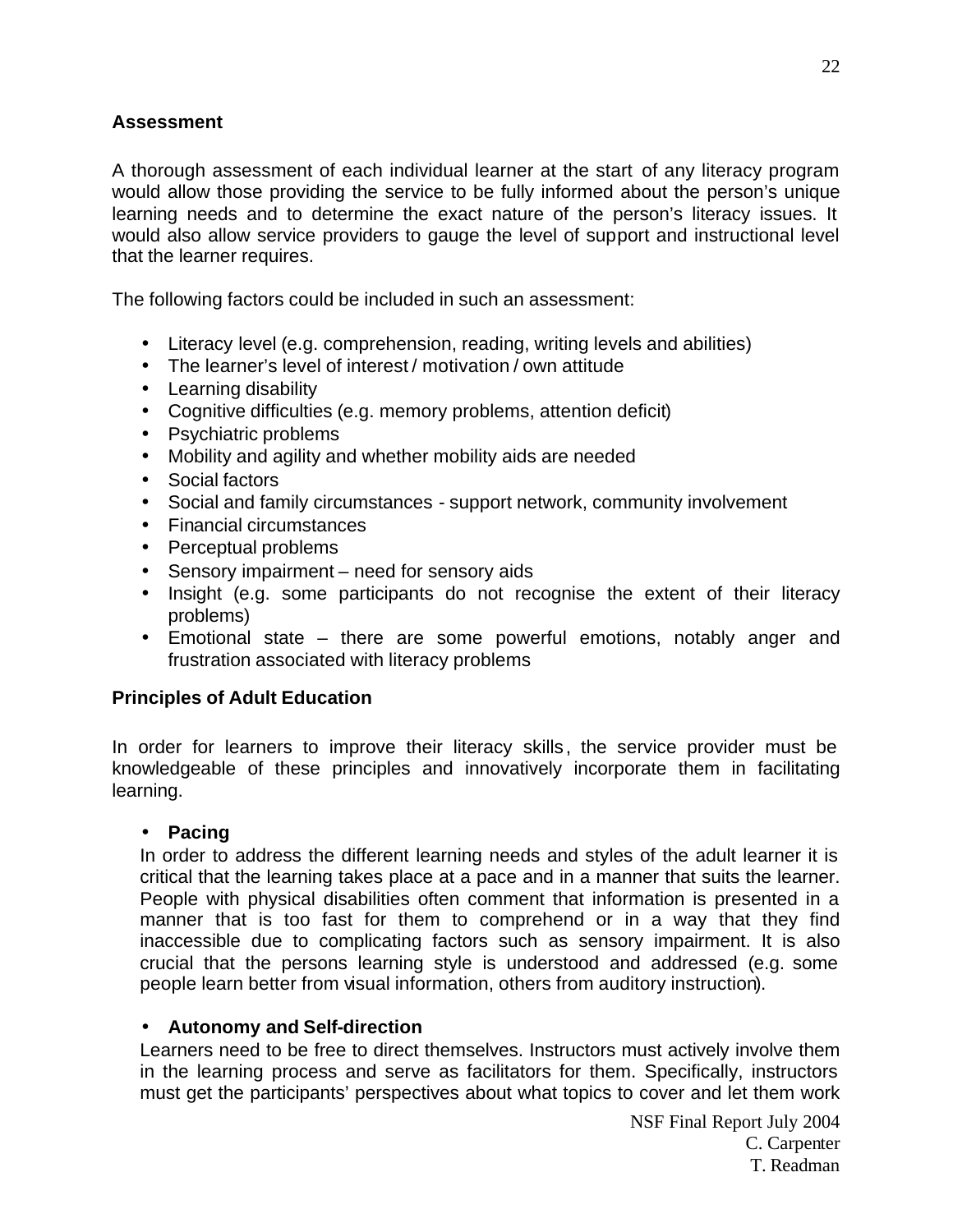**Assessment**

A thorough assessment of each individual learner at the start of any literacy program would allow those providing the service to be fully informed about the person's unique learning needs and to determine the exact nature of the person's literacy issues. It would also allow service providers to gauge the level of support and instructional level that the learner requires.

The following factors could be included in such an assessment:

- Literacy level (e.g. comprehension, reading, writing levels and abilities)
- The learner's level of interest / motivation / own attitude
- Learning disability
- Cognitive difficulties (e.g. memory problems, attention deficit)
- Psychiatric problems
- Mobility and agility and whether mobility aids are needed
- Social factors
- Social and family circumstances - support network, community involvement
- Financial circumstances
- Perceptual problems
- Sensory impairment – need for sensory aids
- Insight (e.g. some participants do not recognise the extent of their literacy problems)
- Emotional state – there are some powerful emotions, notably anger and frustration associated with literacy problems

**Principles of Adult Education**

In order for learners to improve their literacy skills, the service provider must be knowledgeable of these principles and innovatively incorporate them in facilitating learning.

- **Pacing**
  In order to address the different learning needs and styles of the adult learner it is critical that the learning takes place at a pace and in a manner that suits the learner. People with physical disabilities often comment that information is presented in a manner that is too fast for them to comprehend or in a way that they find inaccessible due to complicating factors such as sensory impairment. It is also crucial that the persons learning style is understood and addressed (e.g. some people learn better from visual information, others from auditory instruction).

- **Autonomy and Self-direction**
  Learners need to be free to direct themselves. Instructors must actively involve them in the learning process and serve as facilitators for them. Specifically, instructors must get the participants' perspectives about what topics to cover and let them work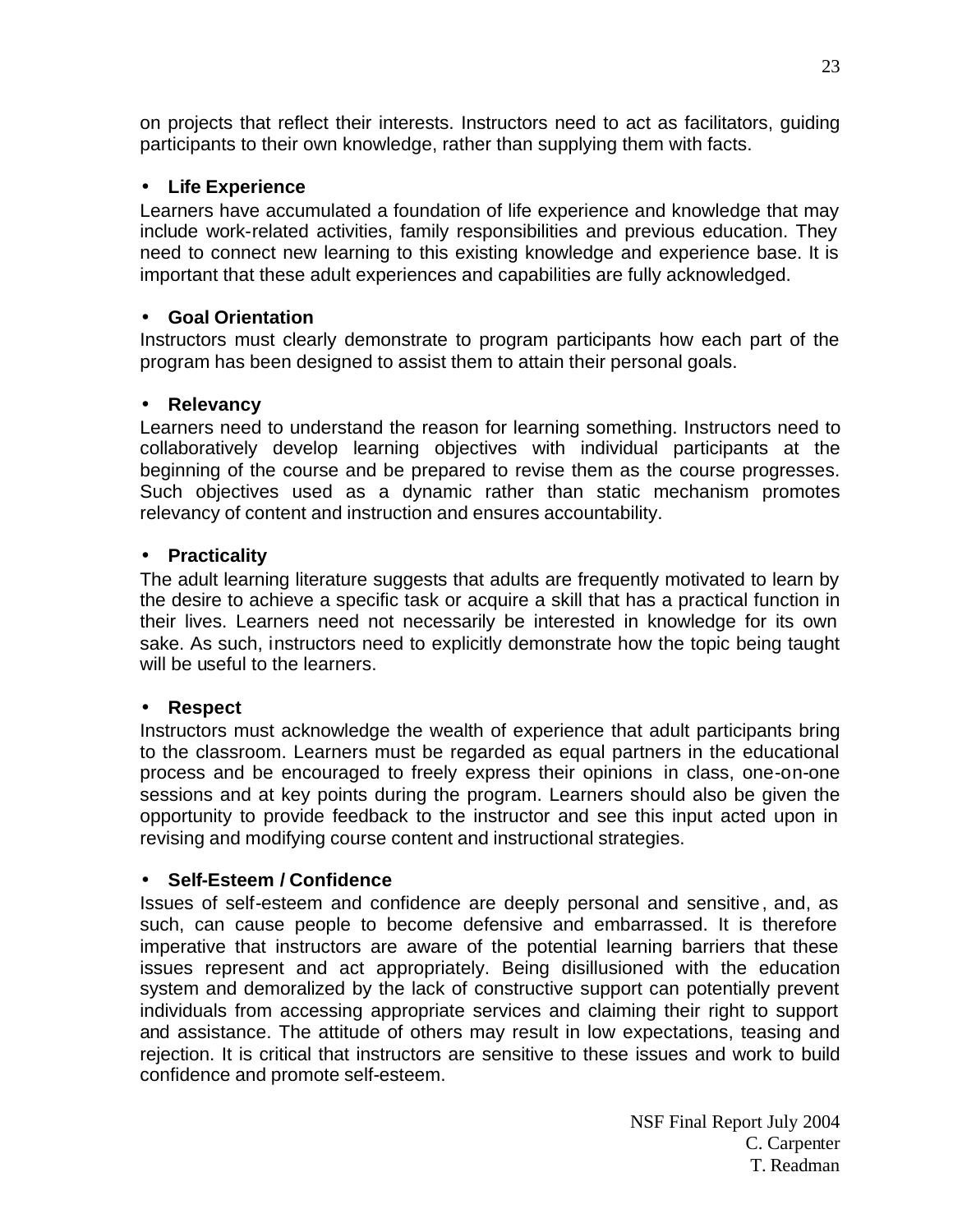on projects that reflect their interests. Instructors need to act as facilitators, guiding participants to their own knowledge, rather than supplying them with facts.

- **Life Experience**

Learners have accumulated a foundation of life experience and knowledge that may include work-related activities, family responsibilities and previous education. They need to connect new learning to this existing knowledge and experience base. It is important that these adult experiences and capabilities are fully acknowledged.

- **Goal Orientation**

Instructors must clearly demonstrate to program participants how each part of the program has been designed to assist them to attain their personal goals.

- **Relevancy**

Learners need to understand the reason for learning something. Instructors need to collaboratively develop learning objectives with individual participants at the beginning of the course and be prepared to revise them as the course progresses. Such objectives used as a dynamic rather than static mechanism promotes relevancy of content and instruction and ensures accountability.

- **Practicality**

The adult learning literature suggests that adults are frequently motivated to learn by the desire to achieve a specific task or acquire a skill that has a practical function in their lives. Learners need not necessarily be interested in knowledge for its own sake. As such, instructors need to explicitly demonstrate how the topic being taught will be useful to the learners.

- **Respect**

Instructors must acknowledge the wealth of experience that adult participants bring to the classroom. Learners must be regarded as equal partners in the educational process and be encouraged to freely express their opinions in class, one-on-one sessions and at key points during the program. Learners should also be given the opportunity to provide feedback to the instructor and see this input acted upon in revising and modifying course content and instructional strategies.

- **Self-Esteem / Confidence**

Issues of self-esteem and confidence are deeply personal and sensitive, and, as such, can cause people to become defensive and embarrassed. It is therefore imperative that instructors are aware of the potential learning barriers that these issues represent and act appropriately. Being disillusioned with the education system and demoralized by the lack of constructive support can potentially prevent individuals from accessing appropriate services and claiming their right to support and assistance. The attitude of others may result in low expectations, teasing and rejection. It is critical that instructors are sensitive to these issues and work to build confidence and promote self-esteem.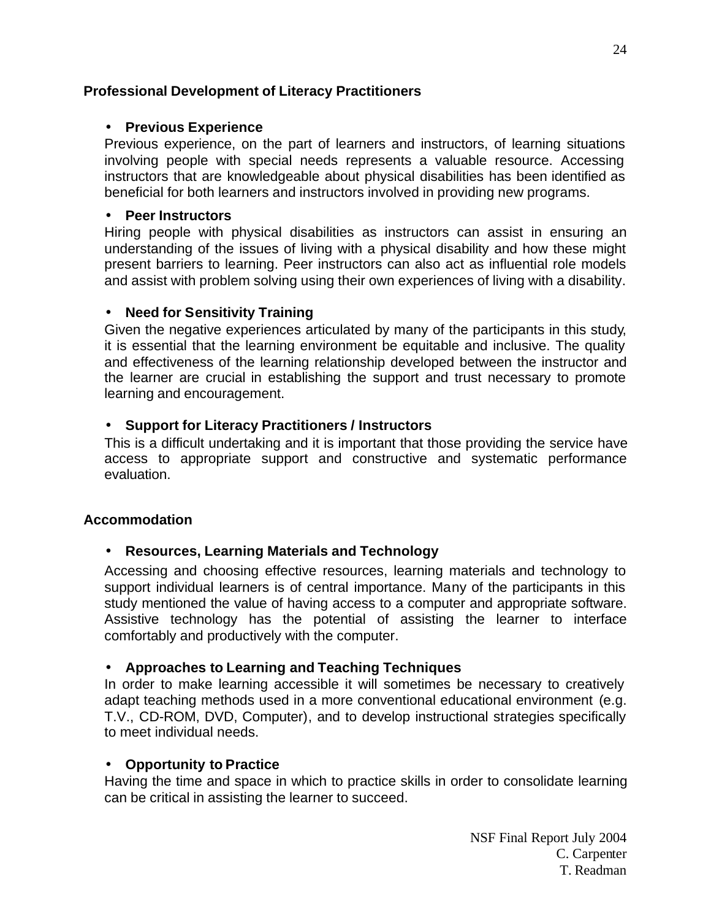## Professional Development of Literacy Practitioners

- **Previous Experience**

Previous experience, on the part of learners and instructors, of learning situations involving people with special needs represents a valuable resource. Accessing instructors that are knowledgeable about physical disabilities has been identified as beneficial for both learners and instructors involved in providing new programs.

- **Peer Instructors**

Hiring people with physical disabilities as instructors can assist in ensuring an understanding of the issues of living with a physical disability and how these might present barriers to learning. Peer instructors can also act as influential role models and assist with problem solving using their own experiences of living with a disability.

- **Need for Sensitivity Training**

Given the negative experiences articulated by many of the participants in this study, it is essential that the learning environment be equitable and inclusive. The quality and effectiveness of the learning relationship developed between the instructor and the learner are crucial in establishing the support and trust necessary to promote learning and encouragement.

- **Support for Literacy Practitioners / Instructors**

This is a difficult undertaking and it is important that those providing the service have access to appropriate support and constructive and systematic performance evaluation.

## Accommodation

- **Resources, Learning Materials and Technology**

Accessing and choosing effective resources, learning materials and technology to support individual learners is of central importance. Many of the participants in this study mentioned the value of having access to a computer and appropriate software. Assistive technology has the potential of assisting the learner to interface comfortably and productively with the computer.

- **Approaches to Learning and Teaching Techniques**

In order to make learning accessible it will sometimes be necessary to creatively adapt teaching methods used in a more conventional educational environment (e.g. T.V., CD-ROM, DVD, Computer), and to develop instructional strategies specifically to meet individual needs.

- **Opportunity to Practice**

Having the time and space in which to practice skills in order to consolidate learning can be critical in assisting the learner to succeed.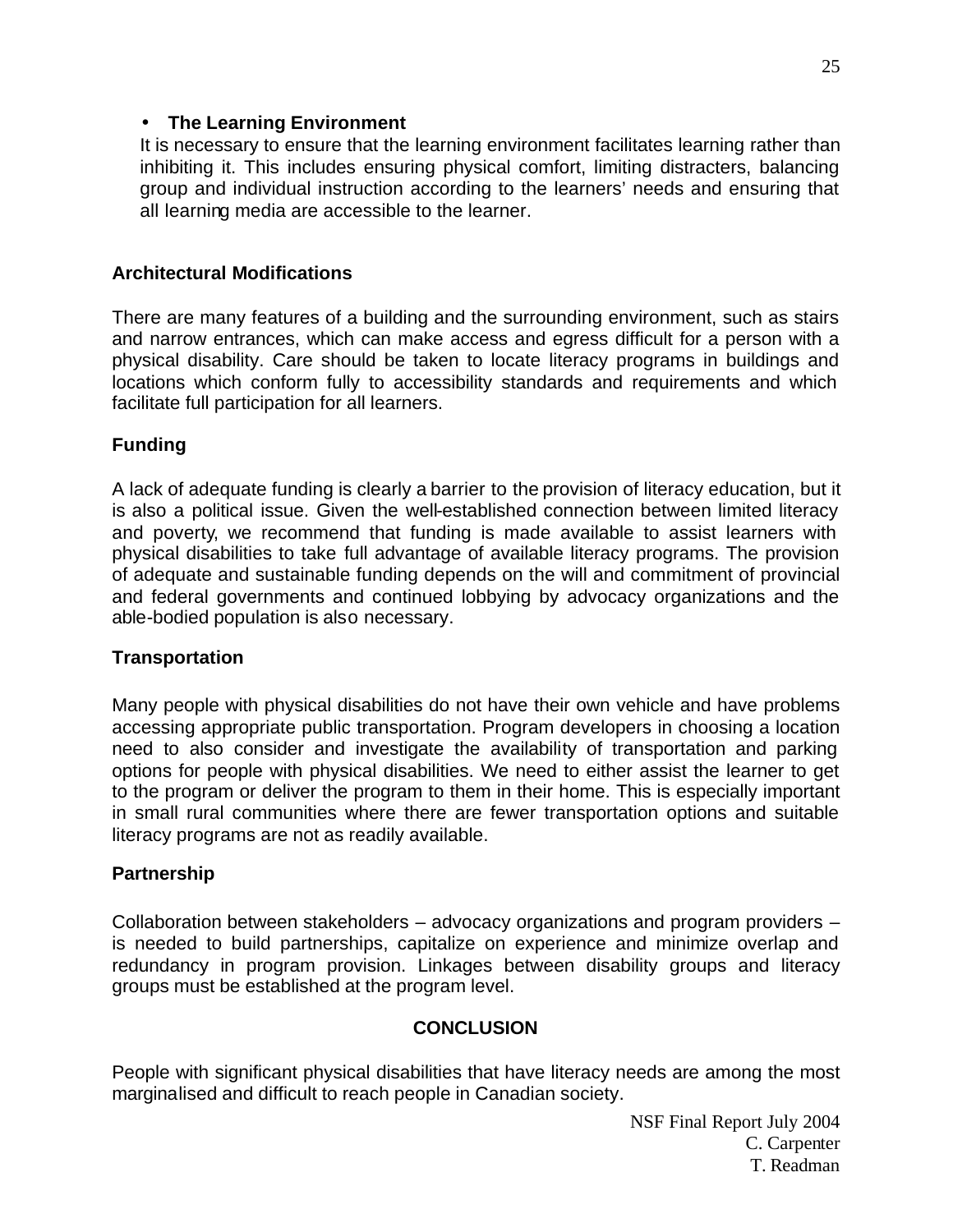- **The Learning Environment**

  It is necessary to ensure that the learning environment facilitates learning rather than inhibiting it. This includes ensuring physical comfort, limiting distracters, balancing group and individual instruction according to the learners' needs and ensuring that all learning media are accessible to the learner.

### Architectural Modifications

There are many features of a building and the surrounding environment, such as stairs and narrow entrances, which can make access and egress difficult for a person with a physical disability. Care should be taken to locate literacy programs in buildings and locations which conform fully to accessibility standards and requirements and which facilitate full participation for all learners.

### Funding

A lack of adequate funding is clearly a barrier to the provision of literacy education, but it is also a political issue. Given the well-established connection between limited literacy and poverty, we recommend that funding is made available to assist learners with physical disabilities to take full advantage of available literacy programs. The provision of adequate and sustainable funding depends on the will and commitment of provincial and federal governments and continued lobbying by advocacy organizations and the able-bodied population is also necessary.

### Transportation

Many people with physical disabilities do not have their own vehicle and have problems accessing appropriate public transportation. Program developers in choosing a location need to also consider and investigate the availability of transportation and parking options for people with physical disabilities. We need to either assist the learner to get to the program or deliver the program to them in their home. This is especially important in small rural communities where there are fewer transportation options and suitable literacy programs are not as readily available.

### Partnership

Collaboration between stakeholders – advocacy organizations and program providers – is needed to build partnerships, capitalize on experience and minimize overlap and redundancy in program provision. Linkages between disability groups and literacy groups must be established at the program level.

## CONCLUSION

People with significant physical disabilities that have literacy needs are among the most marginalised and difficult to reach people in Canadian society.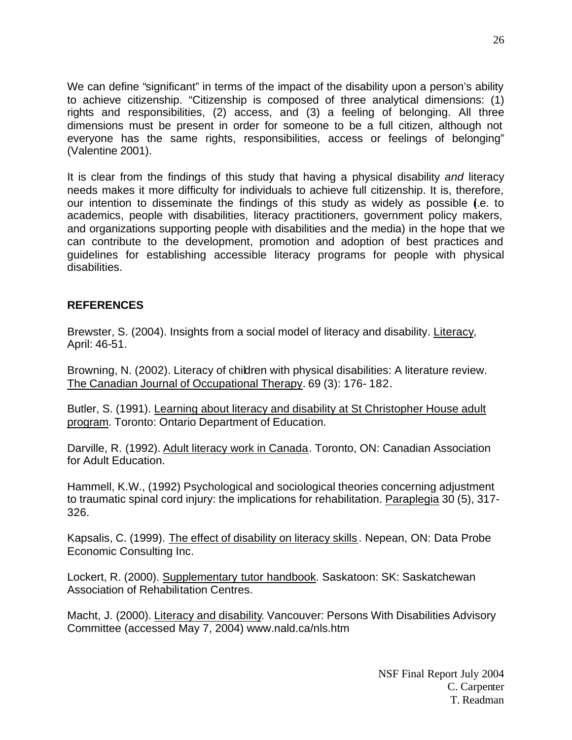We can define "significant" in terms of the impact of the disability upon a person's ability to achieve citizenship. "Citizenship is composed of three analytical dimensions: (1) rights and responsibilities, (2) access, and (3) a feeling of belonging. All three dimensions must be present in order for someone to be a full citizen, although not everyone has the same rights, responsibilities, access or feelings of belonging" (Valentine 2001).

It is clear from the findings of this study that having a physical disability *and* literacy needs makes it more difficulty for individuals to achieve full citizenship. It is, therefore, our intention to disseminate the findings of this study as widely as possible (i.e. to academics, people with disabilities, literacy practitioners, government policy makers, and organizations supporting people with disabilities and the media) in the hope that we can contribute to the development, promotion and adoption of best practices and guidelines for establishing accessible literacy programs for people with physical disabilities.

## REFERENCES

Brewster, S. (2004). Insights from a social model of literacy and disability. Literacy, April: 46-51.

Browning, N. (2002). Literacy of children with physical disabilities: A literature review. The Canadian Journal of Occupational Therapy. 69 (3): 176- 182.

Butler, S. (1991). Learning about literacy and disability at St Christopher House adult program. Toronto: Ontario Department of Education.

Darville, R. (1992). Adult literacy work in Canada. Toronto, ON: Canadian Association for Adult Education.

Hammell, K.W., (1992) Psychological and sociological theories concerning adjustment to traumatic spinal cord injury: the implications for rehabilitation. Paraplegia 30 (5), 317-326.

Kapsalis, C. (1999). The effect of disability on literacy skills. Nepean, ON: Data Probe Economic Consulting Inc.

Lockert, R. (2000). Supplementary tutor handbook. Saskatoon: SK: Saskatchewan Association of Rehabilitation Centres.

Macht, J. (2000). Literacy and disability. Vancouver: Persons With Disabilities Advisory Committee (accessed May 7, 2004) www.nald.ca/nls.htm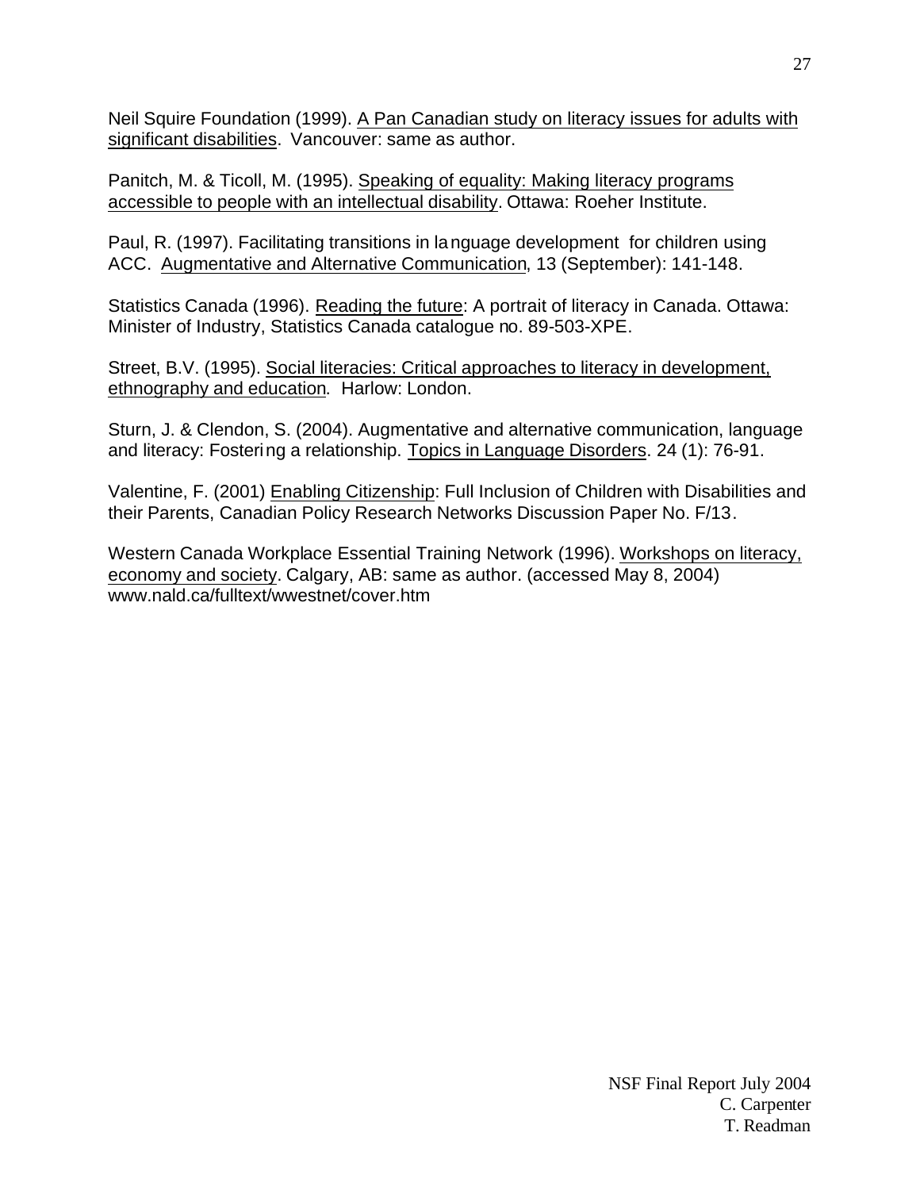Neil Squire Foundation (1999). A Pan Canadian study on literacy issues for adults with significant disabilities. Vancouver: same as author.

Panitch, M. & Ticoll, M. (1995). Speaking of equality: Making literacy programs accessible to people with an intellectual disability. Ottawa: Roeher Institute.

Paul, R. (1997). Facilitating transitions in language development for children using ACC. Augmentative and Alternative Communication, 13 (September): 141-148.

Statistics Canada (1996). Reading the future: A portrait of literacy in Canada. Ottawa: Minister of Industry, Statistics Canada catalogue no. 89-503-XPE.

Street, B.V. (1995). Social literacies: Critical approaches to literacy in development, ethnography and education. Harlow: London.

Sturn, J. & Clendon, S. (2004). Augmentative and alternative communication, language and literacy: Fostering a relationship. Topics in Language Disorders. 24 (1): 76-91.

Valentine, F. (2001) Enabling Citizenship: Full Inclusion of Children with Disabilities and their Parents, Canadian Policy Research Networks Discussion Paper No. F/13.

Western Canada Workplace Essential Training Network (1996). Workshops on literacy, economy and society. Calgary, AB: same as author. (accessed May 8, 2004) www.nald.ca/fulltext/wwestnet/cover.htm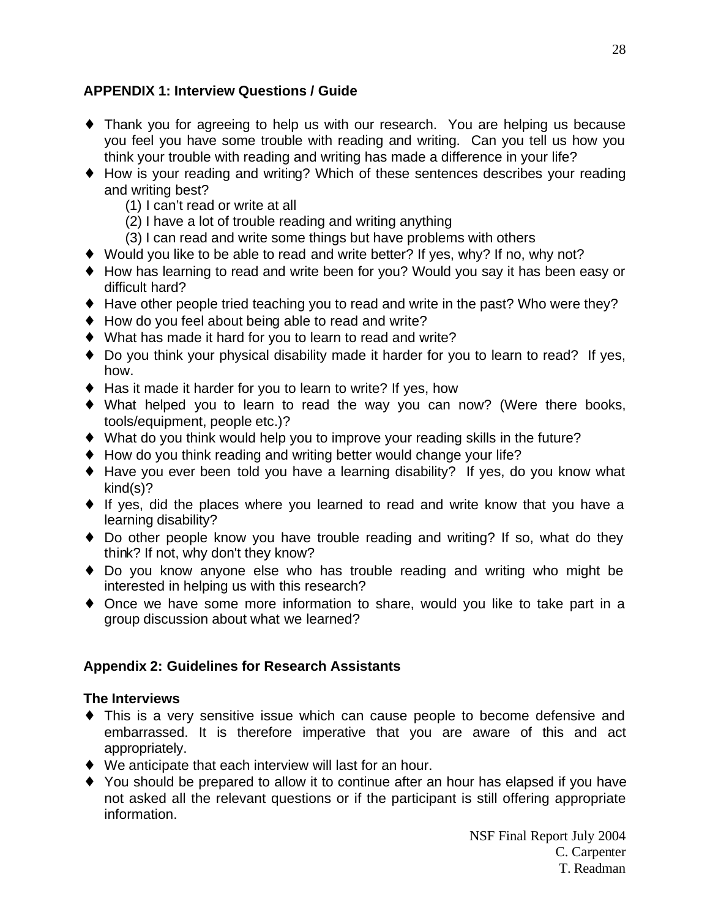## APPENDIX 1: Interview Questions / Guide

- Thank you for agreeing to help us with our research. You are helping us because you feel you have some trouble with reading and writing. Can you tell us how you think your trouble with reading and writing has made a difference in your life?
- How is your reading and writing? Which of these sentences describes your reading and writing best?
  - (1) I can't read or write at all
  - (2) I have a lot of trouble reading and writing anything
  - (3) I can read and write some things but have problems with others
- Would you like to be able to read and write better? If yes, why? If no, why not?
- How has learning to read and write been for you? Would you say it has been easy or difficult hard?
- Have other people tried teaching you to read and write in the past? Who were they?
- How do you feel about being able to read and write?
- What has made it hard for you to learn to read and write?
- Do you think your physical disability made it harder for you to learn to read? If yes, how.
- Has it made it harder for you to learn to write? If yes, how
- What helped you to learn to read the way you can now? (Were there books, tools/equipment, people etc.)?
- What do you think would help you to improve your reading skills in the future?
- How do you think reading and writing better would change your life?
- Have you ever been told you have a learning disability? If yes, do you know what kind(s)?
- If yes, did the places where you learned to read and write know that you have a learning disability?
- Do other people know you have trouble reading and writing? If so, what do they think? If not, why don't they know?
- Do you know anyone else who has trouble reading and writing who might be interested in helping us with this research?
- Once we have some more information to share, would you like to take part in a group discussion about what we learned?

## Appendix 2: Guidelines for Research Assistants

### The Interviews

- This is a very sensitive issue which can cause people to become defensive and embarrassed. It is therefore imperative that you are aware of this and act appropriately.
- We anticipate that each interview will last for an hour.
- You should be prepared to allow it to continue after an hour has elapsed if you have not asked all the relevant questions or if the participant is still offering appropriate information.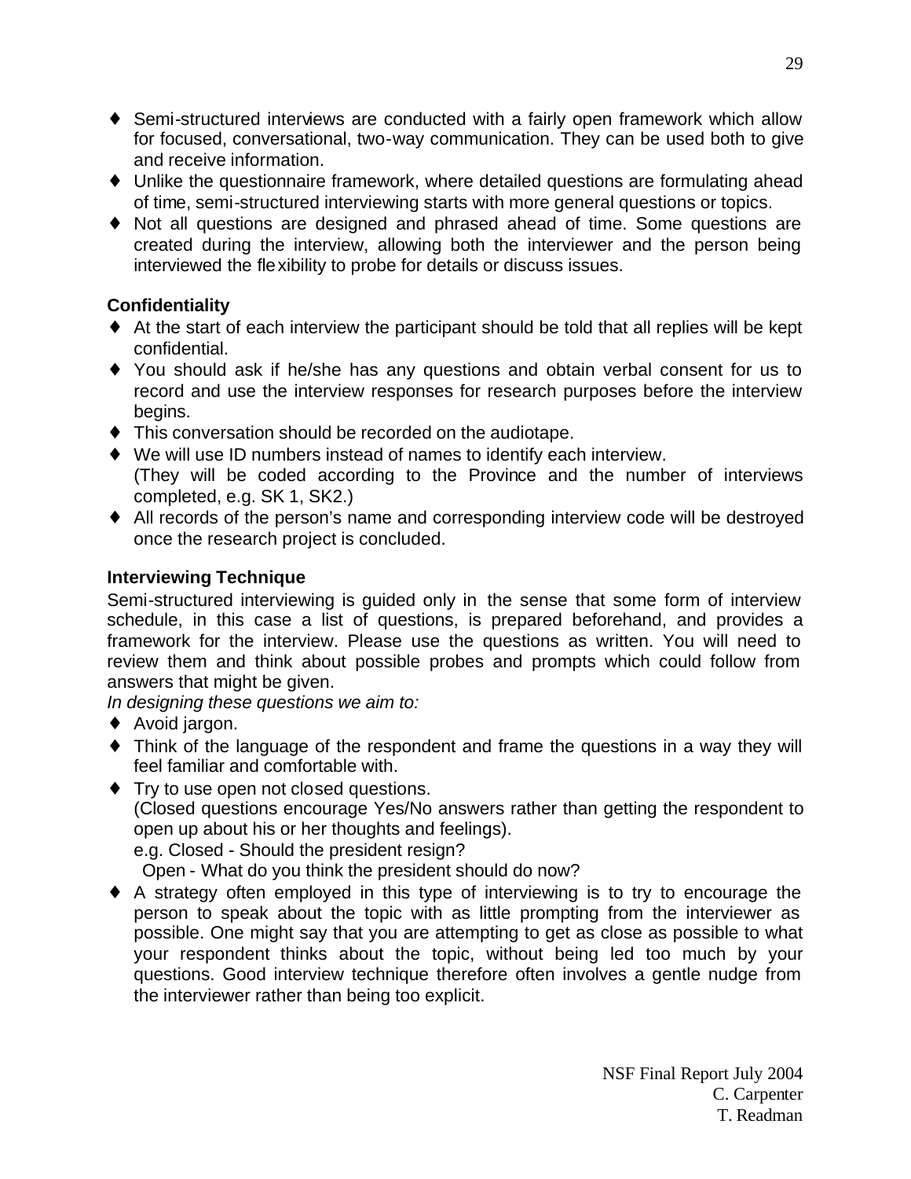- Semi-structured interviews are conducted with a fairly open framework which allow for focused, conversational, two-way communication. They can be used both to give and receive information.
- Unlike the questionnaire framework, where detailed questions are formulating ahead of time, semi-structured interviewing starts with more general questions or topics.
- Not all questions are designed and phrased ahead of time. Some questions are created during the interview, allowing both the interviewer and the person being interviewed the flexibility to probe for details or discuss issues.

**Confidentiality**

- At the start of each interview the participant should be told that all replies will be kept confidential.
- You should ask if he/she has any questions and obtain verbal consent for us to record and use the interview responses for research purposes before the interview begins.
- This conversation should be recorded on the audiotape.
- We will use ID numbers instead of names to identify each interview.
  (They will be coded according to the Province and the number of interviews completed, e.g. SK 1, SK2.)
- All records of the person's name and corresponding interview code will be destroyed once the research project is concluded.

**Interviewing Technique**

Semi-structured interviewing is guided only in the sense that some form of interview schedule, in this case a list of questions, is prepared beforehand, and provides a framework for the interview. Please use the questions as written. You will need to review them and think about possible probes and prompts which could follow from answers that might be given.

*In designing these questions we aim to:*

- Avoid jargon.
- Think of the language of the respondent and frame the questions in a way they will feel familiar and comfortable with.
- Try to use open not closed questions.
  (Closed questions encourage Yes/No answers rather than getting the respondent to open up about his or her thoughts and feelings).
  e.g. Closed - Should the president resign?
  Open - What do you think the president should do now?
- A strategy often employed in this type of interviewing is to try to encourage the person to speak about the topic with as little prompting from the interviewer as possible. One might say that you are attempting to get as close as possible to what your respondent thinks about the topic, without being led too much by your questions. Good interview technique therefore often involves a gentle nudge from the interviewer rather than being too explicit.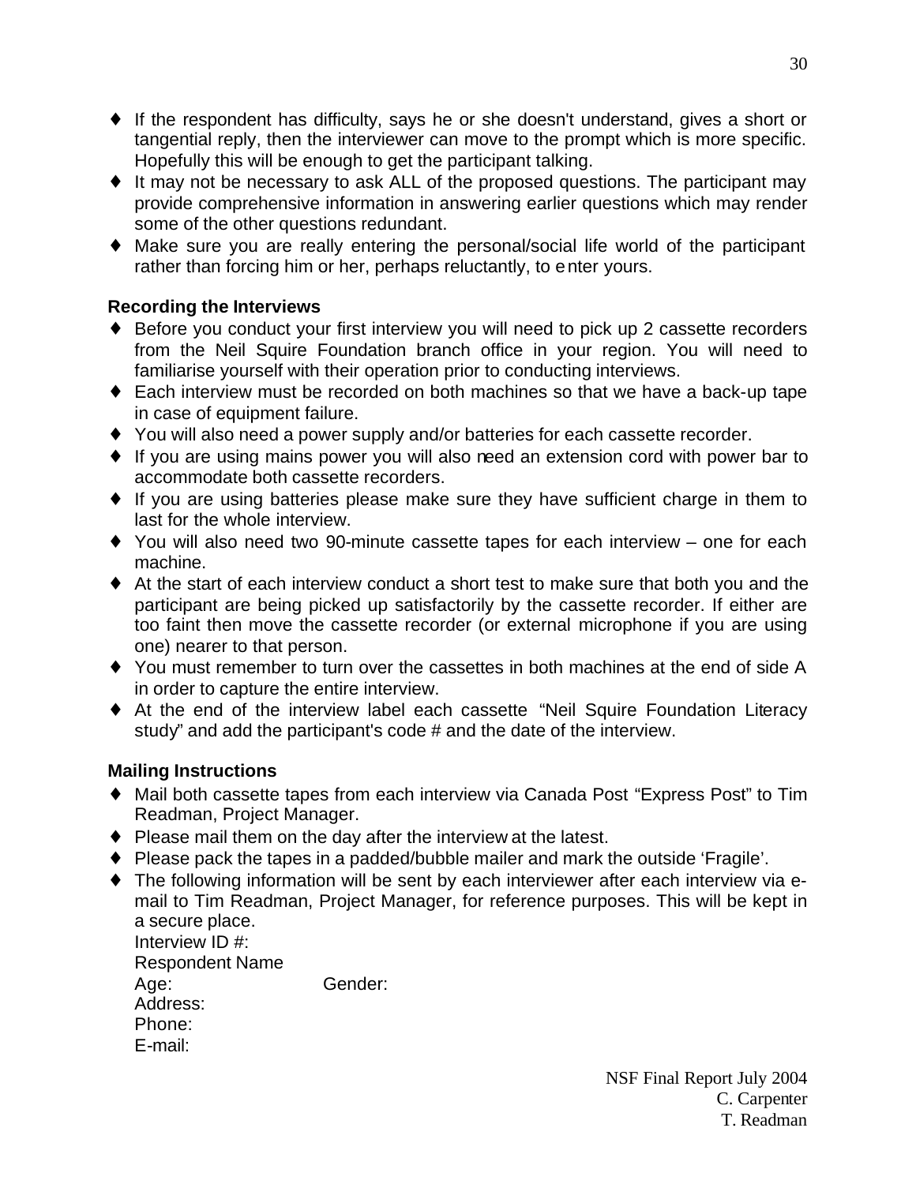- If the respondent has difficulty, says he or she doesn't understand, gives a short or tangential reply, then the interviewer can move to the prompt which is more specific. Hopefully this will be enough to get the participant talking.
- It may not be necessary to ask ALL of the proposed questions. The participant may provide comprehensive information in answering earlier questions which may render some of the other questions redundant.
- Make sure you are really entering the personal/social life world of the participant rather than forcing him or her, perhaps reluctantly, to enter yours.

**Recording the Interviews**

- Before you conduct your first interview you will need to pick up 2 cassette recorders from the Neil Squire Foundation branch office in your region. You will need to familiarise yourself with their operation prior to conducting interviews.
- Each interview must be recorded on both machines so that we have a back-up tape in case of equipment failure.
- You will also need a power supply and/or batteries for each cassette recorder.
- If you are using mains power you will also need an extension cord with power bar to accommodate both cassette recorders.
- If you are using batteries please make sure they have sufficient charge in them to last for the whole interview.
- You will also need two 90-minute cassette tapes for each interview – one for each machine.
- At the start of each interview conduct a short test to make sure that both you and the participant are being picked up satisfactorily by the cassette recorder. If either are too faint then move the cassette recorder (or external microphone if you are using one) nearer to that person.
- You must remember to turn over the cassettes in both machines at the end of side A in order to capture the entire interview.
- At the end of the interview label each cassette "Neil Squire Foundation Literacy study" and add the participant's code # and the date of the interview.

**Mailing Instructions**

- Mail both cassette tapes from each interview via Canada Post "Express Post" to Tim Readman, Project Manager.
- Please mail them on the day after the interview at the latest.
- Please pack the tapes in a padded/bubble mailer and mark the outside 'Fragile'.
- The following information will be sent by each interviewer after each interview via e-mail to Tim Readman, Project Manager, for reference purposes. This will be kept in a secure place.
  Interview ID #:
  Respondent Name
  Age: Gender:
  Address:
  Phone:
  E-mail:

NSF Final Report July 2004
C. Carpenter
T. Readman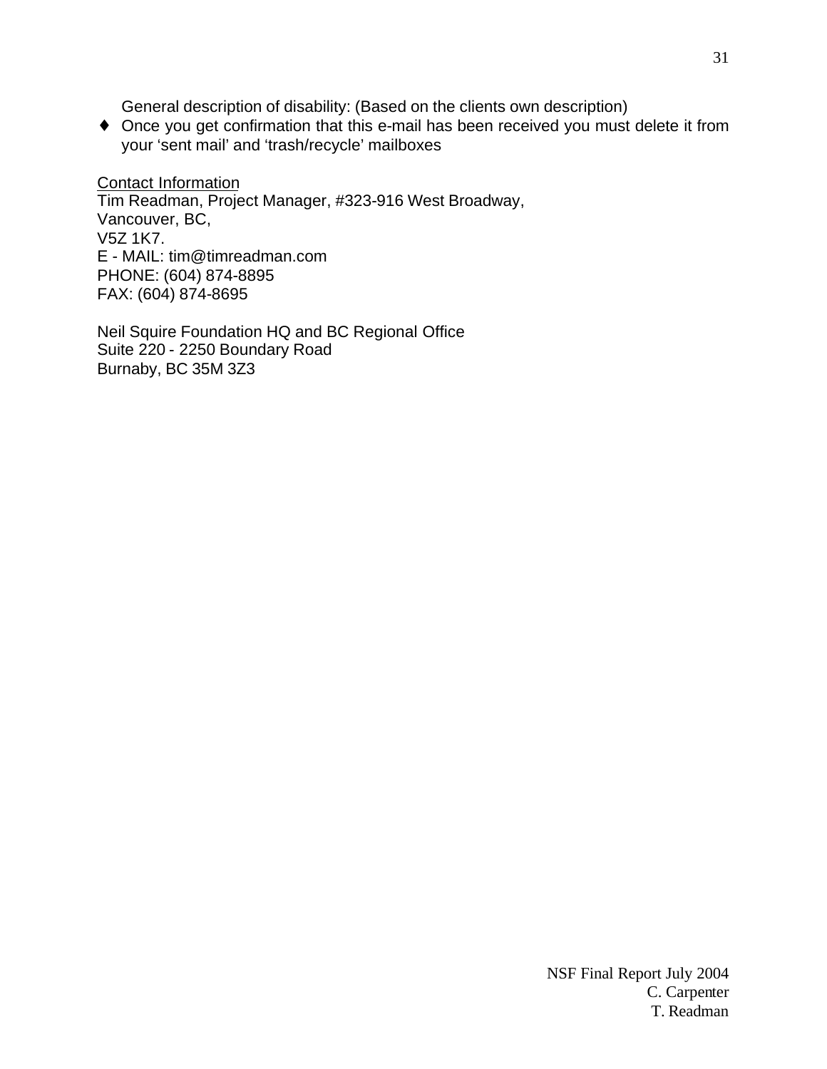General description of disability: (Based on the clients own description)

- Once you get confirmation that this e-mail has been received you must delete it from your 'sent mail' and 'trash/recycle' mailboxes

Contact Information

Tim Readman, Project Manager, #323-916 West Broadway,
Vancouver, BC,
V5Z 1K7.
E - MAIL: tim@timreadman.com
PHONE: (604) 874-8895
FAX: (604) 874-8695

Neil Squire Foundation HQ and BC Regional Office
Suite 220 - 2250 Boundary Road
Burnaby, BC 35M 3Z3